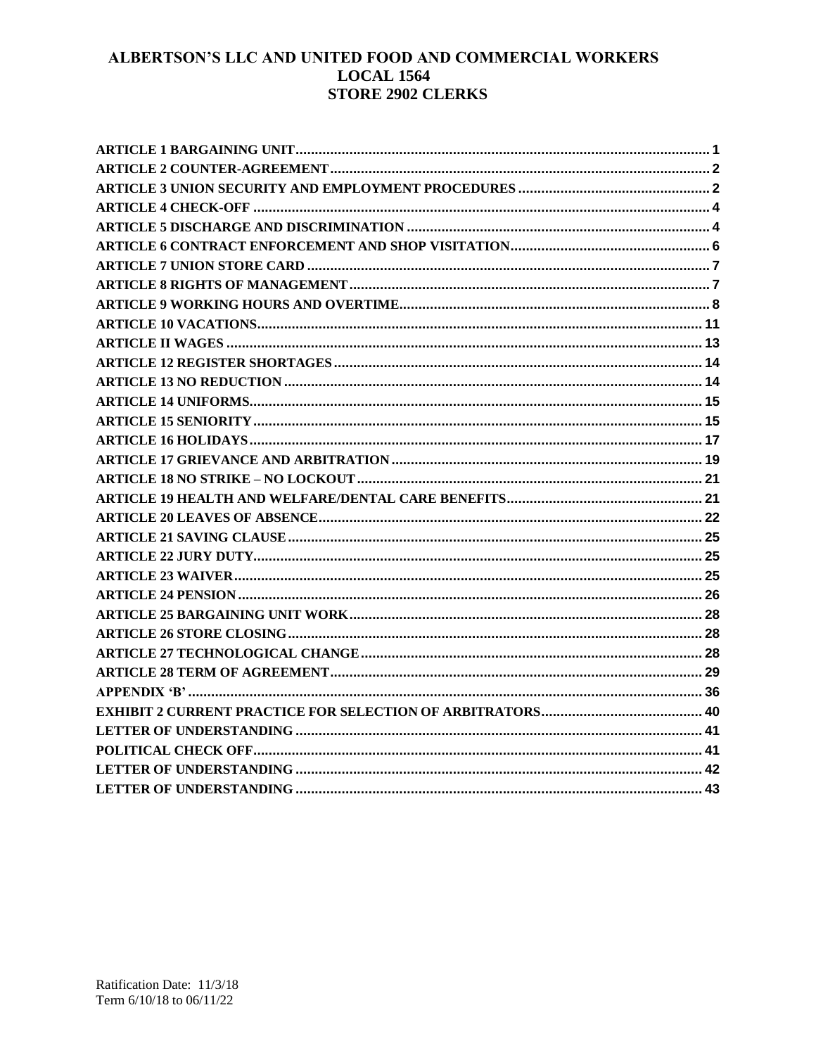# ALBERTSON'S LLC AND UNITED FOOD AND COMMERCIAL WORKERS LOCAL 1564 STORE 2902 CLERKS

ARTICLE 1 BARGAINING UNIT ........................................................ 1
ARTICLE 2 COUNTER-AGREEMENT ........................................................ 2
ARTICLE 3 UNION SECURITY AND EMPLOYMENT PROCEDURES ........................................................ 2
ARTICLE 4 CHECK-OFF ........................................................ 4
ARTICLE 5 DISCHARGE AND DISCRIMINATION ........................................................ 4
ARTICLE 6 CONTRACT ENFORCEMENT AND SHOP VISITATION ........................................................ 6
ARTICLE 7 UNION STORE CARD ........................................................ 7
ARTICLE 8 RIGHTS OF MANAGEMENT ........................................................ 7
ARTICLE 9 WORKING HOURS AND OVERTIME ........................................................ 8
ARTICLE 10 VACATIONS ........................................................ 11
ARTICLE II WAGES ........................................................ 13
ARTICLE 12 REGISTER SHORTAGES ........................................................ 14
ARTICLE 13 NO REDUCTION ........................................................ 14
ARTICLE 14 UNIFORMS ........................................................ 15
ARTICLE 15 SENIORITY ........................................................ 15
ARTICLE 16 HOLIDAYS ........................................................ 17
ARTICLE 17 GRIEVANCE AND ARBITRATION ........................................................ 19
ARTICLE 18 NO STRIKE – NO LOCKOUT ........................................................ 21
ARTICLE 19 HEALTH AND WELFARE/DENTAL CARE BENEFITS ........................................................ 21
ARTICLE 20 LEAVES OF ABSENCE ........................................................ 22
ARTICLE 21 SAVING CLAUSE ........................................................ 25
ARTICLE 22 JURY DUTY ........................................................ 25
ARTICLE 23 WAIVER ........................................................ 25
ARTICLE 24 PENSION ........................................................ 26
ARTICLE 25 BARGAINING UNIT WORK ........................................................ 28
ARTICLE 26 STORE CLOSING ........................................................ 28
ARTICLE 27 TECHNOLOGICAL CHANGE ........................................................ 28
ARTICLE 28 TERM OF AGREEMENT ........................................................ 29
APPENDIX 'B' ........................................................ 36
EXHIBIT 2 CURRENT PRACTICE FOR SELECTION OF ARBITRATORS ........................................................ 40
LETTER OF UNDERSTANDING ........................................................ 41
POLITICAL CHECK OFF ........................................................ 41
LETTER OF UNDERSTANDING ........................................................ 42
LETTER OF UNDERSTANDING ........................................................ 43

Ratification Date: 11/3/18
Term 6/10/18 to 06/11/22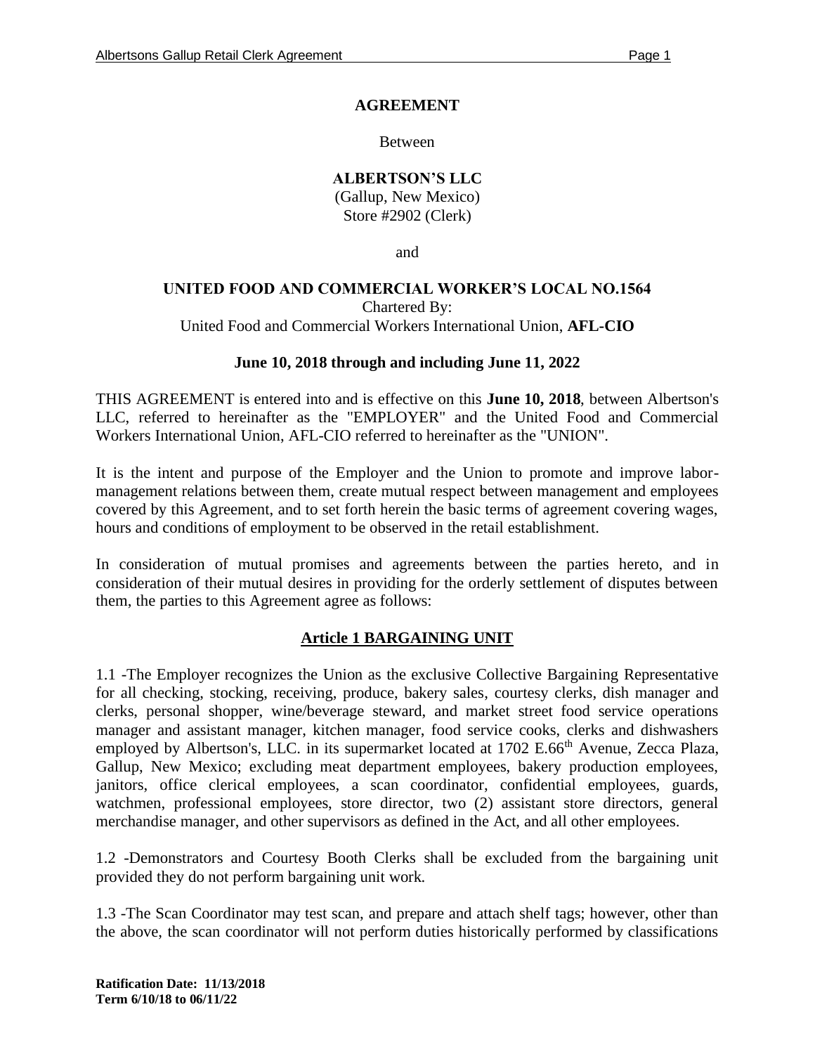**AGREEMENT**

Between

**ALBERTSON'S LLC**
(Gallup, New Mexico)
Store #2902 (Clerk)

and

**UNITED FOOD AND COMMERCIAL WORKER'S LOCAL NO.1564**
Chartered By:
United Food and Commercial Workers International Union, **AFL-CIO**

**June 10, 2018 through and including June 11, 2022**

THIS AGREEMENT is entered into and is effective on this **June 10, 2018**, between Albertson's LLC, referred to hereinafter as the "EMPLOYER" and the United Food and Commercial Workers International Union, AFL-CIO referred to hereinafter as the "UNION".

It is the intent and purpose of the Employer and the Union to promote and improve labor-management relations between them, create mutual respect between management and employees covered by this Agreement, and to set forth herein the basic terms of agreement covering wages, hours and conditions of employment to be observed in the retail establishment.

In consideration of mutual promises and agreements between the parties hereto, and in consideration of their mutual desires in providing for the orderly settlement of disputes between them, the parties to this Agreement agree as follows:

## Article 1 BARGAINING UNIT

1.1 -The Employer recognizes the Union as the exclusive Collective Bargaining Representative for all checking, stocking, receiving, produce, bakery sales, courtesy clerks, dish manager and clerks, personal shopper, wine/beverage steward, and market street food service operations manager and assistant manager, kitchen manager, food service cooks, clerks and dishwashers employed by Albertson's, LLC. in its supermarket located at 1702 E.66th Avenue, Zecca Plaza, Gallup, New Mexico; excluding meat department employees, bakery production employees, janitors, office clerical employees, a scan coordinator, confidential employees, guards, watchmen, professional employees, store director, two (2) assistant store directors, general merchandise manager, and other supervisors as defined in the Act, and all other employees.

1.2 -Demonstrators and Courtesy Booth Clerks shall be excluded from the bargaining unit provided they do not perform bargaining unit work.

1.3 -The Scan Coordinator may test scan, and prepare and attach shelf tags; however, other than the above, the scan coordinator will not perform duties historically performed by classifications

**Ratification Date: 11/13/2018**
**Term 6/10/18 to 06/11/22**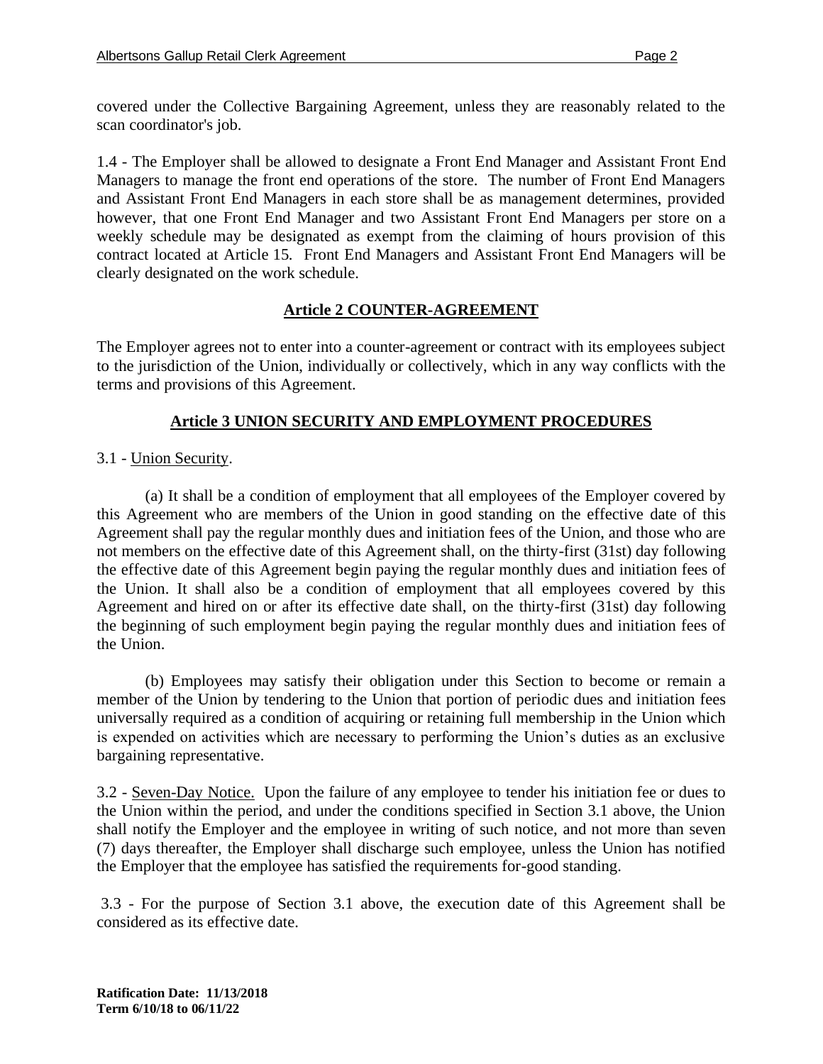covered under the Collective Bargaining Agreement, unless they are reasonably related to the scan coordinator's job.

1.4 - The Employer shall be allowed to designate a Front End Manager and Assistant Front End Managers to manage the front end operations of the store. The number of Front End Managers and Assistant Front End Managers in each store shall be as management determines, provided however, that one Front End Manager and two Assistant Front End Managers per store on a weekly schedule may be designated as exempt from the claiming of hours provision of this contract located at Article 15. Front End Managers and Assistant Front End Managers will be clearly designated on the work schedule.

## Article 2 COUNTER-AGREEMENT

The Employer agrees not to enter into a counter-agreement or contract with its employees subject to the jurisdiction of the Union, individually or collectively, which in any way conflicts with the terms and provisions of this Agreement.

## Article 3 UNION SECURITY AND EMPLOYMENT PROCEDURES

3.1 - Union Security.

(a) It shall be a condition of employment that all employees of the Employer covered by this Agreement who are members of the Union in good standing on the effective date of this Agreement shall pay the regular monthly dues and initiation fees of the Union, and those who are not members on the effective date of this Agreement shall, on the thirty-first (31st) day following the effective date of this Agreement begin paying the regular monthly dues and initiation fees of the Union. It shall also be a condition of employment that all employees covered by this Agreement and hired on or after its effective date shall, on the thirty-first (31st) day following the beginning of such employment begin paying the regular monthly dues and initiation fees of the Union.

(b) Employees may satisfy their obligation under this Section to become or remain a member of the Union by tendering to the Union that portion of periodic dues and initiation fees universally required as a condition of acquiring or retaining full membership in the Union which is expended on activities which are necessary to performing the Union's duties as an exclusive bargaining representative.

3.2 - Seven-Day Notice. Upon the failure of any employee to tender his initiation fee or dues to the Union within the period, and under the conditions specified in Section 3.1 above, the Union shall notify the Employer and the employee in writing of such notice, and not more than seven (7) days thereafter, the Employer shall discharge such employee, unless the Union has notified the Employer that the employee has satisfied the requirements for-good standing.

3.3 - For the purpose of Section 3.1 above, the execution date of this Agreement shall be considered as its effective date.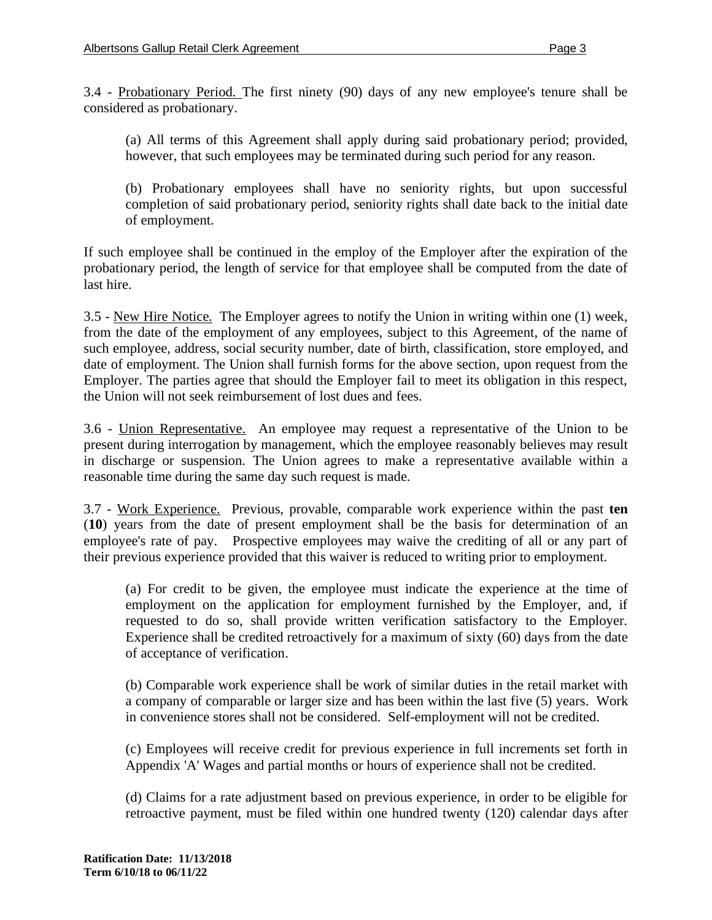3.4 - <u>Probationary Period.</u> The first ninety (90) days of any new employee's tenure shall be considered as probationary.

> (a) All terms of this Agreement shall apply during said probationary period; provided, however, that such employees may be terminated during such period for any reason.
>
> (b) Probationary employees shall have no seniority rights, but upon successful completion of said probationary period, seniority rights shall date back to the initial date of employment.

If such employee shall be continued in the employ of the Employer after the expiration of the probationary period, the length of service for that employee shall be computed from the date of last hire.

3.5 - <u>New Hire Notice.</u> The Employer agrees to notify the Union in writing within one (1) week, from the date of the employment of any employees, subject to this Agreement, of the name of such employee, address, social security number, date of birth, classification, store employed, and date of employment. The Union shall furnish forms for the above section, upon request from the Employer. The parties agree that should the Employer fail to meet its obligation in this respect, the Union will not seek reimbursement of lost dues and fees.

3.6 - <u>Union Representative.</u> An employee may request a representative of the Union to be present during interrogation by management, which the employee reasonably believes may result in discharge or suspension. The Union agrees to make a representative available within a reasonable time during the same day such request is made.

3.7 - <u>Work Experience.</u> Previous, provable, comparable work experience within the past **ten** (**10**) years from the date of present employment shall be the basis for determination of an employee's rate of pay. Prospective employees may waive the crediting of all or any part of their previous experience provided that this waiver is reduced to writing prior to employment.

> (a) For credit to be given, the employee must indicate the experience at the time of employment on the application for employment furnished by the Employer, and, if requested to do so, shall provide written verification satisfactory to the Employer. Experience shall be credited retroactively for a maximum of sixty (60) days from the date of acceptance of verification.
>
> (b) Comparable work experience shall be work of similar duties in the retail market with a company of comparable or larger size and has been within the last five (5) years. Work in convenience stores shall not be considered. Self-employment will not be credited.
>
> (c) Employees will receive credit for previous experience in full increments set forth in Appendix 'A' Wages and partial months or hours of experience shall not be credited.
>
> (d) Claims for a rate adjustment based on previous experience, in order to be eligible for retroactive payment, must be filed within one hundred twenty (120) calendar days after

**Ratification Date: 11/13/2018**
**Term 6/10/18 to 06/11/22**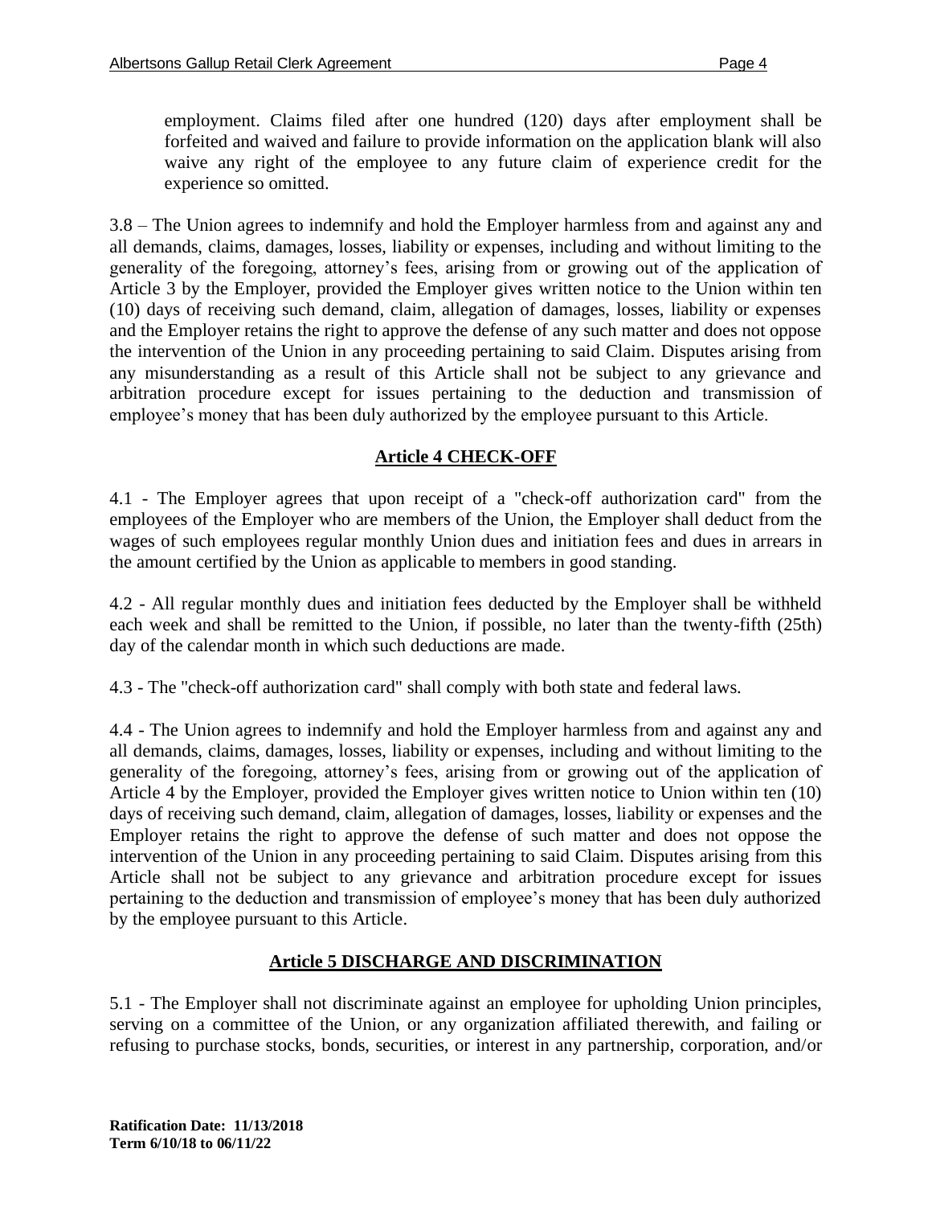employment. Claims filed after one hundred (120) days after employment shall be forfeited and waived and failure to provide information on the application blank will also waive any right of the employee to any future claim of experience credit for the experience so omitted.

3.8 – The Union agrees to indemnify and hold the Employer harmless from and against any and all demands, claims, damages, losses, liability or expenses, including and without limiting to the generality of the foregoing, attorney's fees, arising from or growing out of the application of Article 3 by the Employer, provided the Employer gives written notice to the Union within ten (10) days of receiving such demand, claim, allegation of damages, losses, liability or expenses and the Employer retains the right to approve the defense of any such matter and does not oppose the intervention of the Union in any proceeding pertaining to said Claim. Disputes arising from any misunderstanding as a result of this Article shall not be subject to any grievance and arbitration procedure except for issues pertaining to the deduction and transmission of employee's money that has been duly authorized by the employee pursuant to this Article.

## Article 4 CHECK-OFF

4.1 - The Employer agrees that upon receipt of a "check-off authorization card" from the employees of the Employer who are members of the Union, the Employer shall deduct from the wages of such employees regular monthly Union dues and initiation fees and dues in arrears in the amount certified by the Union as applicable to members in good standing.

4.2 - All regular monthly dues and initiation fees deducted by the Employer shall be withheld each week and shall be remitted to the Union, if possible, no later than the twenty-fifth (25th) day of the calendar month in which such deductions are made.

4.3 - The "check-off authorization card" shall comply with both state and federal laws.

4.4 - The Union agrees to indemnify and hold the Employer harmless from and against any and all demands, claims, damages, losses, liability or expenses, including and without limiting to the generality of the foregoing, attorney's fees, arising from or growing out of the application of Article 4 by the Employer, provided the Employer gives written notice to Union within ten (10) days of receiving such demand, claim, allegation of damages, losses, liability or expenses and the Employer retains the right to approve the defense of such matter and does not oppose the intervention of the Union in any proceeding pertaining to said Claim. Disputes arising from this Article shall not be subject to any grievance and arbitration procedure except for issues pertaining to the deduction and transmission of employee's money that has been duly authorized by the employee pursuant to this Article.

## Article 5 DISCHARGE AND DISCRIMINATION

5.1 - The Employer shall not discriminate against an employee for upholding Union principles, serving on a committee of the Union, or any organization affiliated therewith, and failing or refusing to purchase stocks, bonds, securities, or interest in any partnership, corporation, and/or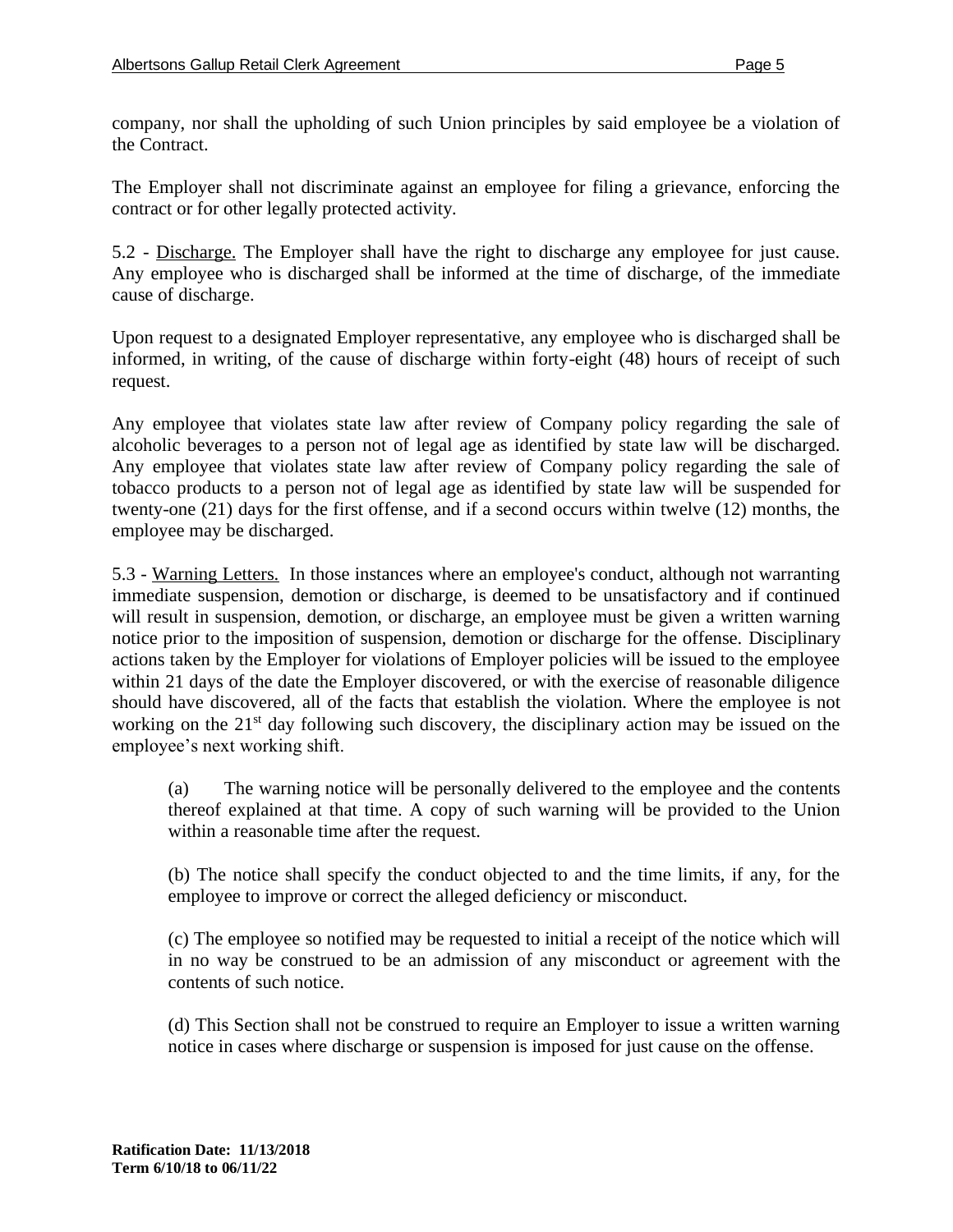company, nor shall the upholding of such Union principles by said employee be a violation of the Contract.

The Employer shall not discriminate against an employee for filing a grievance, enforcing the contract or for other legally protected activity.

5.2 - Discharge. The Employer shall have the right to discharge any employee for just cause. Any employee who is discharged shall be informed at the time of discharge, of the immediate cause of discharge.

Upon request to a designated Employer representative, any employee who is discharged shall be informed, in writing, of the cause of discharge within forty-eight (48) hours of receipt of such request.

Any employee that violates state law after review of Company policy regarding the sale of alcoholic beverages to a person not of legal age as identified by state law will be discharged. Any employee that violates state law after review of Company policy regarding the sale of tobacco products to a person not of legal age as identified by state law will be suspended for twenty-one (21) days for the first offense, and if a second occurs within twelve (12) months, the employee may be discharged.

5.3 - Warning Letters. In those instances where an employee's conduct, although not warranting immediate suspension, demotion or discharge, is deemed to be unsatisfactory and if continued will result in suspension, demotion, or discharge, an employee must be given a written warning notice prior to the imposition of suspension, demotion or discharge for the offense. Disciplinary actions taken by the Employer for violations of Employer policies will be issued to the employee within 21 days of the date the Employer discovered, or with the exercise of reasonable diligence should have discovered, all of the facts that establish the violation. Where the employee is not working on the 21st day following such discovery, the disciplinary action may be issued on the employee's next working shift.

(a) The warning notice will be personally delivered to the employee and the contents thereof explained at that time. A copy of such warning will be provided to the Union within a reasonable time after the request.

(b) The notice shall specify the conduct objected to and the time limits, if any, for the employee to improve or correct the alleged deficiency or misconduct.

(c) The employee so notified may be requested to initial a receipt of the notice which will in no way be construed to be an admission of any misconduct or agreement with the contents of such notice.

(d) This Section shall not be construed to require an Employer to issue a written warning notice in cases where discharge or suspension is imposed for just cause on the offense.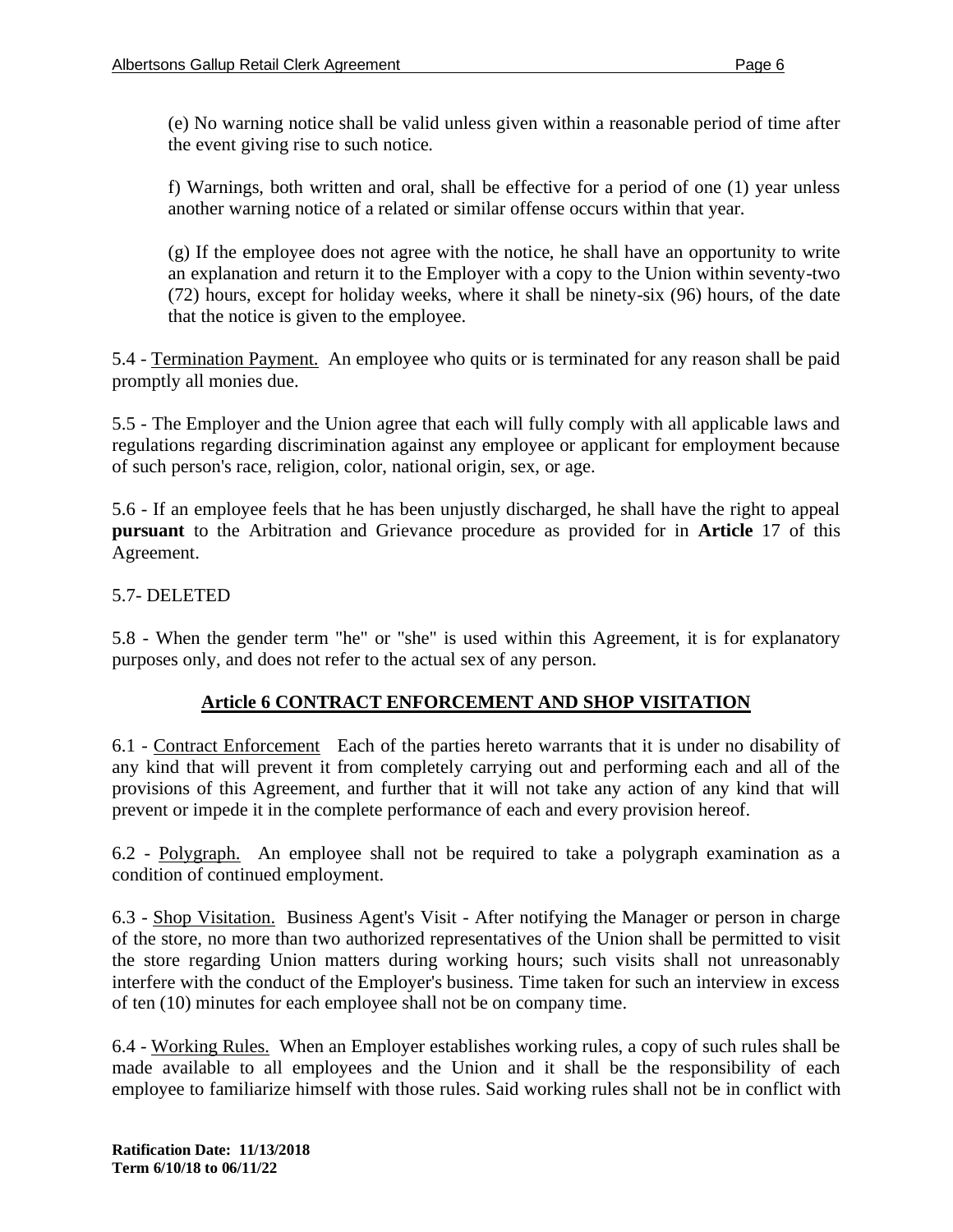(e) No warning notice shall be valid unless given within a reasonable period of time after the event giving rise to such notice.

f) Warnings, both written and oral, shall be effective for a period of one (1) year unless another warning notice of a related or similar offense occurs within that year.

(g) If the employee does not agree with the notice, he shall have an opportunity to write an explanation and return it to the Employer with a copy to the Union within seventy-two (72) hours, except for holiday weeks, where it shall be ninety-six (96) hours, of the date that the notice is given to the employee.

5.4 - Termination Payment. An employee who quits or is terminated for any reason shall be paid promptly all monies due.

5.5 - The Employer and the Union agree that each will fully comply with all applicable laws and regulations regarding discrimination against any employee or applicant for employment because of such person's race, religion, color, national origin, sex, or age.

5.6 - If an employee feels that he has been unjustly discharged, he shall have the right to appeal **pursuant** to the Arbitration and Grievance procedure as provided for in **Article** 17 of this Agreement.

5.7- DELETED

5.8 - When the gender term "he" or "she" is used within this Agreement, it is for explanatory purposes only, and does not refer to the actual sex of any person.

## Article 6 CONTRACT ENFORCEMENT AND SHOP VISITATION

6.1 - Contract Enforcement Each of the parties hereto warrants that it is under no disability of any kind that will prevent it from completely carrying out and performing each and all of the provisions of this Agreement, and further that it will not take any action of any kind that will prevent or impede it in the complete performance of each and every provision hereof.

6.2 - Polygraph. An employee shall not be required to take a polygraph examination as a condition of continued employment.

6.3 - Shop Visitation. Business Agent's Visit - After notifying the Manager or person in charge of the store, no more than two authorized representatives of the Union shall be permitted to visit the store regarding Union matters during working hours; such visits shall not unreasonably interfere with the conduct of the Employer's business. Time taken for such an interview in excess of ten (10) minutes for each employee shall not be on company time.

6.4 - Working Rules. When an Employer establishes working rules, a copy of such rules shall be made available to all employees and the Union and it shall be the responsibility of each employee to familiarize himself with those rules. Said working rules shall not be in conflict with

**Ratification Date: 11/13/2018**
**Term 6/10/18 to 06/11/22**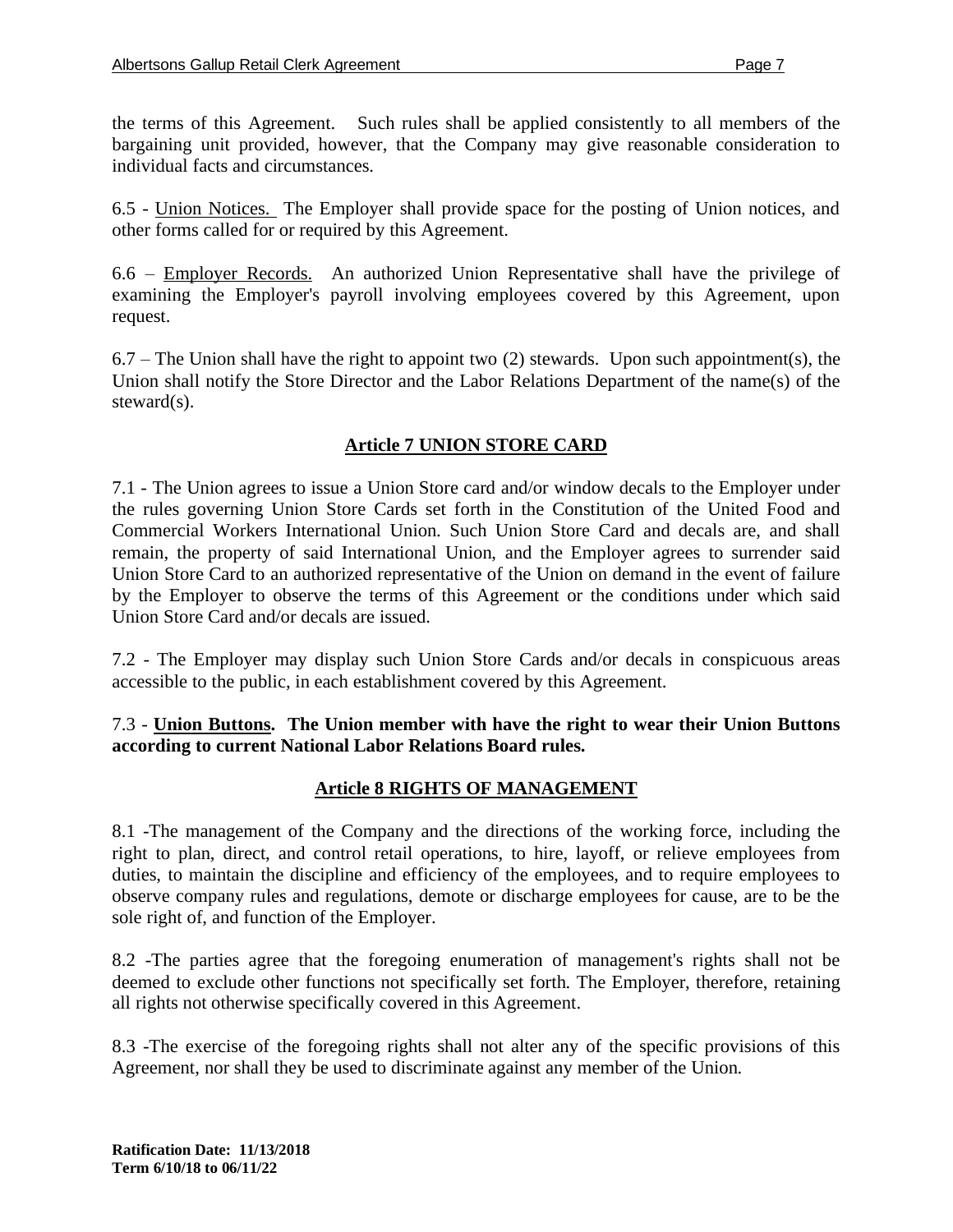the terms of this Agreement. Such rules shall be applied consistently to all members of the bargaining unit provided, however, that the Company may give reasonable consideration to individual facts and circumstances.

6.5 - Union Notices. The Employer shall provide space for the posting of Union notices, and other forms called for or required by this Agreement.

6.6 – Employer Records. An authorized Union Representative shall have the privilege of examining the Employer's payroll involving employees covered by this Agreement, upon request.

6.7 – The Union shall have the right to appoint two (2) stewards. Upon such appointment(s), the Union shall notify the Store Director and the Labor Relations Department of the name(s) of the steward(s).

## Article 7 UNION STORE CARD

7.1 - The Union agrees to issue a Union Store card and/or window decals to the Employer under the rules governing Union Store Cards set forth in the Constitution of the United Food and Commercial Workers International Union. Such Union Store Card and decals are, and shall remain, the property of said International Union, and the Employer agrees to surrender said Union Store Card to an authorized representative of the Union on demand in the event of failure by the Employer to observe the terms of this Agreement or the conditions under which said Union Store Card and/or decals are issued.

7.2 - The Employer may display such Union Store Cards and/or decals in conspicuous areas accessible to the public, in each establishment covered by this Agreement.

7.3 - **Union Buttons. The Union member with have the right to wear their Union Buttons according to current National Labor Relations Board rules.**

## Article 8 RIGHTS OF MANAGEMENT

8.1 -The management of the Company and the directions of the working force, including the right to plan, direct, and control retail operations, to hire, layoff, or relieve employees from duties, to maintain the discipline and efficiency of the employees, and to require employees to observe company rules and regulations, demote or discharge employees for cause, are to be the sole right of, and function of the Employer.

8.2 -The parties agree that the foregoing enumeration of management's rights shall not be deemed to exclude other functions not specifically set forth. The Employer, therefore, retaining all rights not otherwise specifically covered in this Agreement.

8.3 -The exercise of the foregoing rights shall not alter any of the specific provisions of this Agreement, nor shall they be used to discriminate against any member of the Union.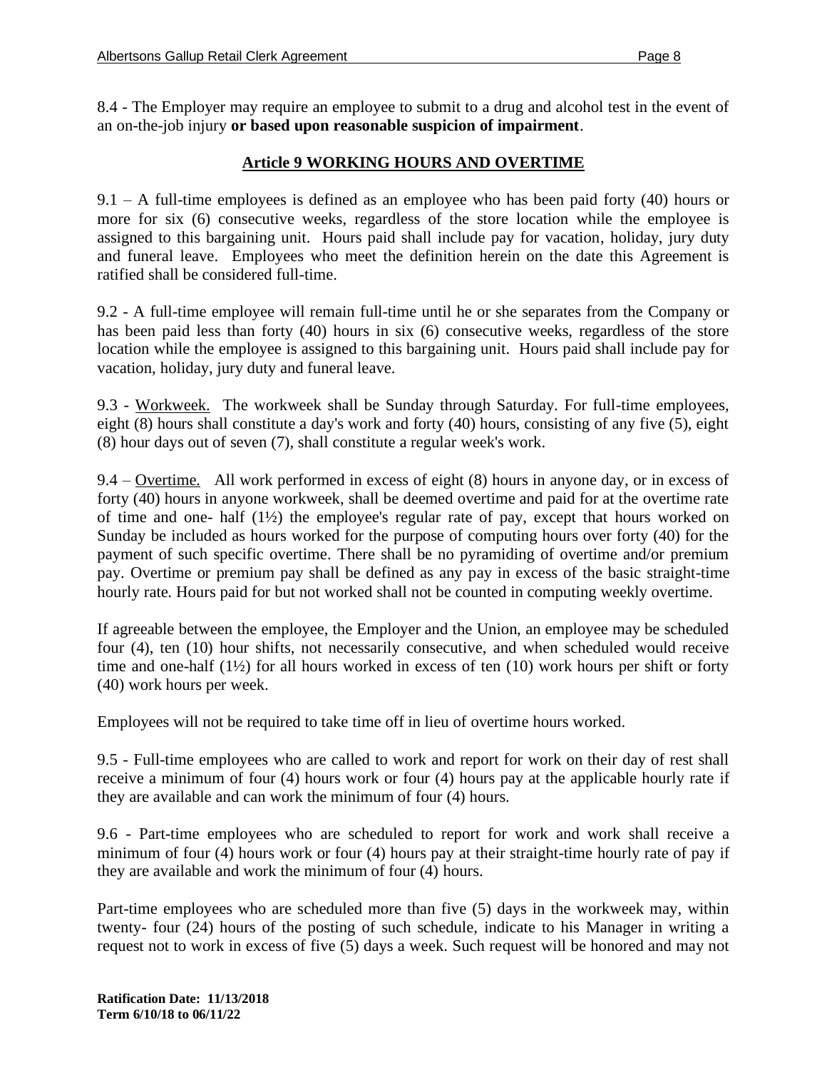8.4 - The Employer may require an employee to submit to a drug and alcohol test in the event of an on-the-job injury **or based upon reasonable suspicion of impairment**.

## Article 9 WORKING HOURS AND OVERTIME

9.1 – A full-time employees is defined as an employee who has been paid forty (40) hours or more for six (6) consecutive weeks, regardless of the store location while the employee is assigned to this bargaining unit. Hours paid shall include pay for vacation, holiday, jury duty and funeral leave. Employees who meet the definition herein on the date this Agreement is ratified shall be considered full-time.

9.2 - A full-time employee will remain full-time until he or she separates from the Company or has been paid less than forty (40) hours in six (6) consecutive weeks, regardless of the store location while the employee is assigned to this bargaining unit. Hours paid shall include pay for vacation, holiday, jury duty and funeral leave.

9.3 - Workweek. The workweek shall be Sunday through Saturday. For full-time employees, eight (8) hours shall constitute a day's work and forty (40) hours, consisting of any five (5), eight (8) hour days out of seven (7), shall constitute a regular week's work.

9.4 – Overtime. All work performed in excess of eight (8) hours in anyone day, or in excess of forty (40) hours in anyone workweek, shall be deemed overtime and paid for at the overtime rate of time and one- half (1½) the employee's regular rate of pay, except that hours worked on Sunday be included as hours worked for the purpose of computing hours over forty (40) for the payment of such specific overtime. There shall be no pyramiding of overtime and/or premium pay. Overtime or premium pay shall be defined as any pay in excess of the basic straight-time hourly rate. Hours paid for but not worked shall not be counted in computing weekly overtime.

If agreeable between the employee, the Employer and the Union, an employee may be scheduled four (4), ten (10) hour shifts, not necessarily consecutive, and when scheduled would receive time and one-half (1½) for all hours worked in excess of ten (10) work hours per shift or forty (40) work hours per week.

Employees will not be required to take time off in lieu of overtime hours worked.

9.5 - Full-time employees who are called to work and report for work on their day of rest shall receive a minimum of four (4) hours work or four (4) hours pay at the applicable hourly rate if they are available and can work the minimum of four (4) hours.

9.6 - Part-time employees who are scheduled to report for work and work shall receive a minimum of four (4) hours work or four (4) hours pay at their straight-time hourly rate of pay if they are available and work the minimum of four (4) hours.

Part-time employees who are scheduled more than five (5) days in the workweek may, within twenty- four (24) hours of the posting of such schedule, indicate to his Manager in writing a request not to work in excess of five (5) days a week. Such request will be honored and may not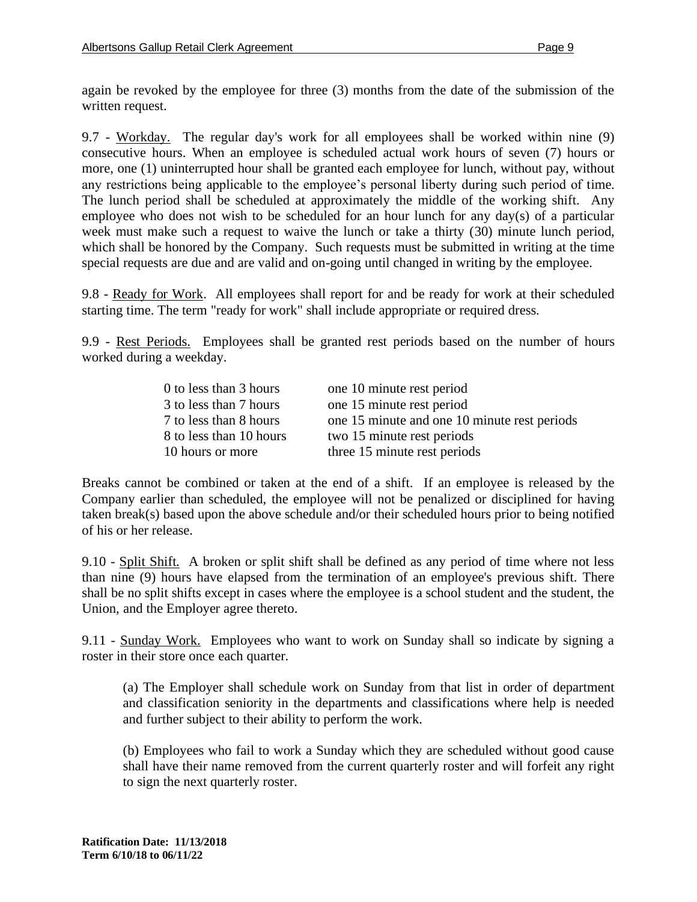again be revoked by the employee for three (3) months from the date of the submission of the written request.

9.7 - Workday. The regular day's work for all employees shall be worked within nine (9) consecutive hours. When an employee is scheduled actual work hours of seven (7) hours or more, one (1) uninterrupted hour shall be granted each employee for lunch, without pay, without any restrictions being applicable to the employee's personal liberty during such period of time. The lunch period shall be scheduled at approximately the middle of the working shift. Any employee who does not wish to be scheduled for an hour lunch for any day(s) of a particular week must make such a request to waive the lunch or take a thirty (30) minute lunch period, which shall be honored by the Company. Such requests must be submitted in writing at the time special requests are due and are valid and on-going until changed in writing by the employee.

9.8 - Ready for Work. All employees shall report for and be ready for work at their scheduled starting time. The term "ready for work" shall include appropriate or required dress.

9.9 - Rest Periods. Employees shall be granted rest periods based on the number of hours worked during a weekday.

| | |
|---|---|
| 0 to less than 3 hours | one 10 minute rest period |
| 3 to less than 7 hours | one 15 minute rest period |
| 7 to less than 8 hours | one 15 minute and one 10 minute rest periods |
| 8 to less than 10 hours | two 15 minute rest periods |
| 10 hours or more | three 15 minute rest periods |

Breaks cannot be combined or taken at the end of a shift. If an employee is released by the Company earlier than scheduled, the employee will not be penalized or disciplined for having taken break(s) based upon the above schedule and/or their scheduled hours prior to being notified of his or her release.

9.10 - Split Shift. A broken or split shift shall be defined as any period of time where not less than nine (9) hours have elapsed from the termination of an employee's previous shift. There shall be no split shifts except in cases where the employee is a school student and the student, the Union, and the Employer agree thereto.

9.11 - Sunday Work. Employees who want to work on Sunday shall so indicate by signing a roster in their store once each quarter.

(a) The Employer shall schedule work on Sunday from that list in order of department and classification seniority in the departments and classifications where help is needed and further subject to their ability to perform the work.

(b) Employees who fail to work a Sunday which they are scheduled without good cause shall have their name removed from the current quarterly roster and will forfeit any right to sign the next quarterly roster.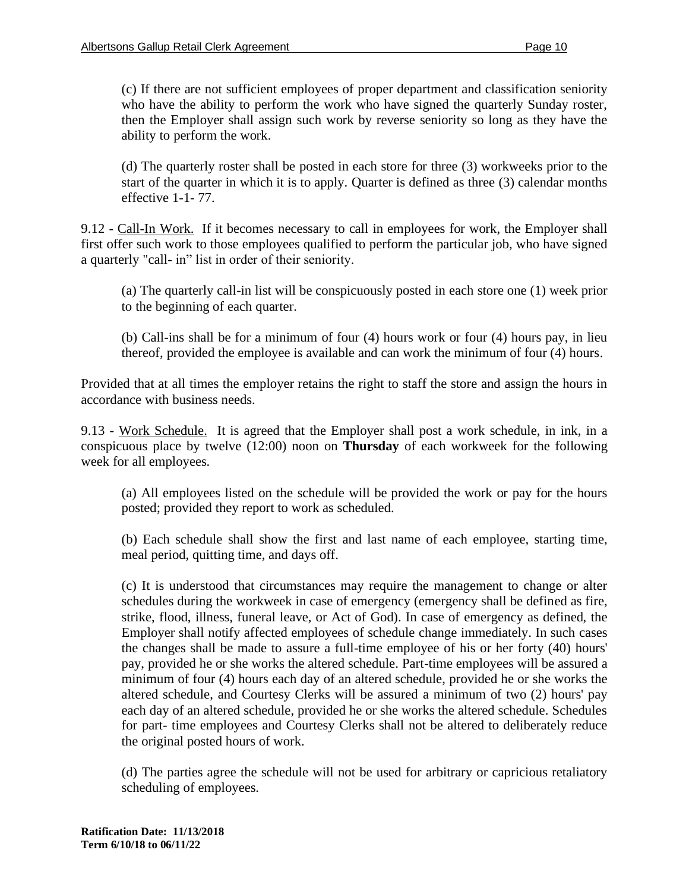(c) If there are not sufficient employees of proper department and classification seniority who have the ability to perform the work who have signed the quarterly Sunday roster, then the Employer shall assign such work by reverse seniority so long as they have the ability to perform the work.

(d) The quarterly roster shall be posted in each store for three (3) workweeks prior to the start of the quarter in which it is to apply. Quarter is defined as three (3) calendar months effective 1-1- 77.

9.12 - Call-In Work. If it becomes necessary to call in employees for work, the Employer shall first offer such work to those employees qualified to perform the particular job, who have signed a quarterly "call- in" list in order of their seniority.

(a) The quarterly call-in list will be conspicuously posted in each store one (1) week prior to the beginning of each quarter.

(b) Call-ins shall be for a minimum of four (4) hours work or four (4) hours pay, in lieu thereof, provided the employee is available and can work the minimum of four (4) hours.

Provided that at all times the employer retains the right to staff the store and assign the hours in accordance with business needs.

9.13 - Work Schedule. It is agreed that the Employer shall post a work schedule, in ink, in a conspicuous place by twelve (12:00) noon on **Thursday** of each workweek for the following week for all employees.

(a) All employees listed on the schedule will be provided the work or pay for the hours posted; provided they report to work as scheduled.

(b) Each schedule shall show the first and last name of each employee, starting time, meal period, quitting time, and days off.

(c) It is understood that circumstances may require the management to change or alter schedules during the workweek in case of emergency (emergency shall be defined as fire, strike, flood, illness, funeral leave, or Act of God). In case of emergency as defined, the Employer shall notify affected employees of schedule change immediately. In such cases the changes shall be made to assure a full-time employee of his or her forty (40) hours' pay, provided he or she works the altered schedule. Part-time employees will be assured a minimum of four (4) hours each day of an altered schedule, provided he or she works the altered schedule, and Courtesy Clerks will be assured a minimum of two (2) hours' pay each day of an altered schedule, provided he or she works the altered schedule. Schedules for part- time employees and Courtesy Clerks shall not be altered to deliberately reduce the original posted hours of work.

(d) The parties agree the schedule will not be used for arbitrary or capricious retaliatory scheduling of employees.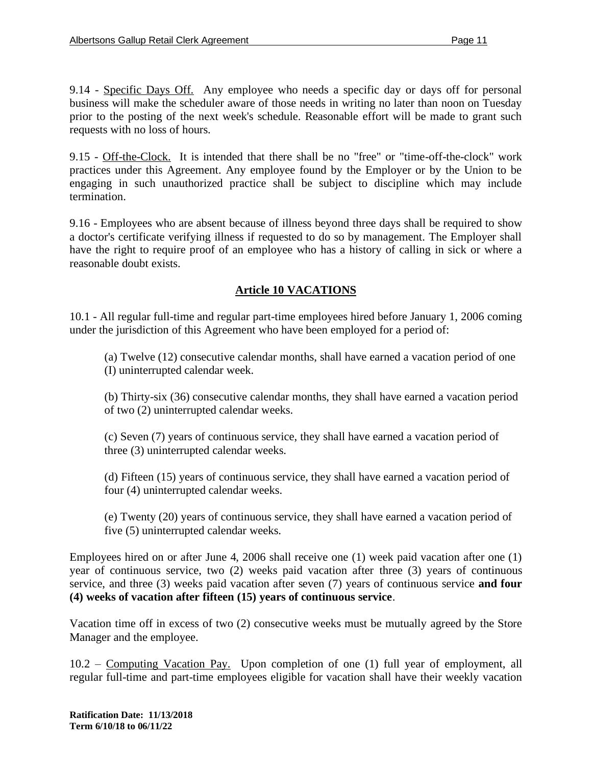9.14 - Specific Days Off. Any employee who needs a specific day or days off for personal business will make the scheduler aware of those needs in writing no later than noon on Tuesday prior to the posting of the next week's schedule. Reasonable effort will be made to grant such requests with no loss of hours.

9.15 - Off-the-Clock. It is intended that there shall be no "free" or "time-off-the-clock" work practices under this Agreement. Any employee found by the Employer or by the Union to be engaging in such unauthorized practice shall be subject to discipline which may include termination.

9.16 - Employees who are absent because of illness beyond three days shall be required to show a doctor's certificate verifying illness if requested to do so by management. The Employer shall have the right to require proof of an employee who has a history of calling in sick or where a reasonable doubt exists.

## Article 10 VACATIONS

10.1 - All regular full-time and regular part-time employees hired before January 1, 2006 coming under the jurisdiction of this Agreement who have been employed for a period of:

(a) Twelve (12) consecutive calendar months, shall have earned a vacation period of one (I) uninterrupted calendar week.

(b) Thirty-six (36) consecutive calendar months, they shall have earned a vacation period of two (2) uninterrupted calendar weeks.

(c) Seven (7) years of continuous service, they shall have earned a vacation period of three (3) uninterrupted calendar weeks.

(d) Fifteen (15) years of continuous service, they shall have earned a vacation period of four (4) uninterrupted calendar weeks.

(e) Twenty (20) years of continuous service, they shall have earned a vacation period of five (5) uninterrupted calendar weeks.

Employees hired on or after June 4, 2006 shall receive one (1) week paid vacation after one (1) year of continuous service, two (2) weeks paid vacation after three (3) years of continuous service, and three (3) weeks paid vacation after seven (7) years of continuous service **and four (4) weeks of vacation after fifteen (15) years of continuous service**.

Vacation time off in excess of two (2) consecutive weeks must be mutually agreed by the Store Manager and the employee.

10.2 – Computing Vacation Pay. Upon completion of one (1) full year of employment, all regular full-time and part-time employees eligible for vacation shall have their weekly vacation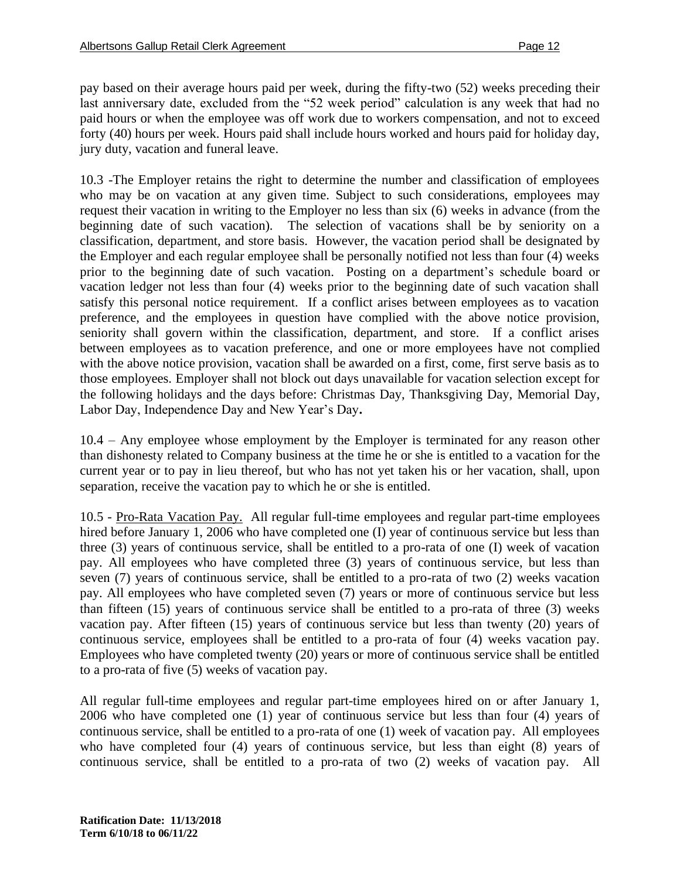pay based on their average hours paid per week, during the fifty-two (52) weeks preceding their last anniversary date, excluded from the "52 week period" calculation is any week that had no paid hours or when the employee was off work due to workers compensation, and not to exceed forty (40) hours per week. Hours paid shall include hours worked and hours paid for holiday day, jury duty, vacation and funeral leave.

10.3 -The Employer retains the right to determine the number and classification of employees who may be on vacation at any given time. Subject to such considerations, employees may request their vacation in writing to the Employer no less than six (6) weeks in advance (from the beginning date of such vacation). The selection of vacations shall be by seniority on a classification, department, and store basis. However, the vacation period shall be designated by the Employer and each regular employee shall be personally notified not less than four (4) weeks prior to the beginning date of such vacation. Posting on a department's schedule board or vacation ledger not less than four (4) weeks prior to the beginning date of such vacation shall satisfy this personal notice requirement. If a conflict arises between employees as to vacation preference, and the employees in question have complied with the above notice provision, seniority shall govern within the classification, department, and store. If a conflict arises between employees as to vacation preference, and one or more employees have not complied with the above notice provision, vacation shall be awarded on a first, come, first serve basis as to those employees. Employer shall not block out days unavailable for vacation selection except for the following holidays and the days before: Christmas Day, Thanksgiving Day, Memorial Day, Labor Day, Independence Day and New Year's Day**.**

10.4 – Any employee whose employment by the Employer is terminated for any reason other than dishonesty related to Company business at the time he or she is entitled to a vacation for the current year or to pay in lieu thereof, but who has not yet taken his or her vacation, shall, upon separation, receive the vacation pay to which he or she is entitled.

10.5 - Pro-Rata Vacation Pay. All regular full-time employees and regular part-time employees hired before January 1, 2006 who have completed one (I) year of continuous service but less than three (3) years of continuous service, shall be entitled to a pro-rata of one (I) week of vacation pay. All employees who have completed three (3) years of continuous service, but less than seven (7) years of continuous service, shall be entitled to a pro-rata of two (2) weeks vacation pay. All employees who have completed seven (7) years or more of continuous service but less than fifteen (15) years of continuous service shall be entitled to a pro-rata of three (3) weeks vacation pay. After fifteen (15) years of continuous service but less than twenty (20) years of continuous service, employees shall be entitled to a pro-rata of four (4) weeks vacation pay. Employees who have completed twenty (20) years or more of continuous service shall be entitled to a pro-rata of five (5) weeks of vacation pay.

All regular full-time employees and regular part-time employees hired on or after January 1, 2006 who have completed one (1) year of continuous service but less than four (4) years of continuous service, shall be entitled to a pro-rata of one (1) week of vacation pay. All employees who have completed four (4) years of continuous service, but less than eight (8) years of continuous service, shall be entitled to a pro-rata of two (2) weeks of vacation pay. All

**Ratification Date: 11/13/2018**
**Term 6/10/18 to 06/11/22**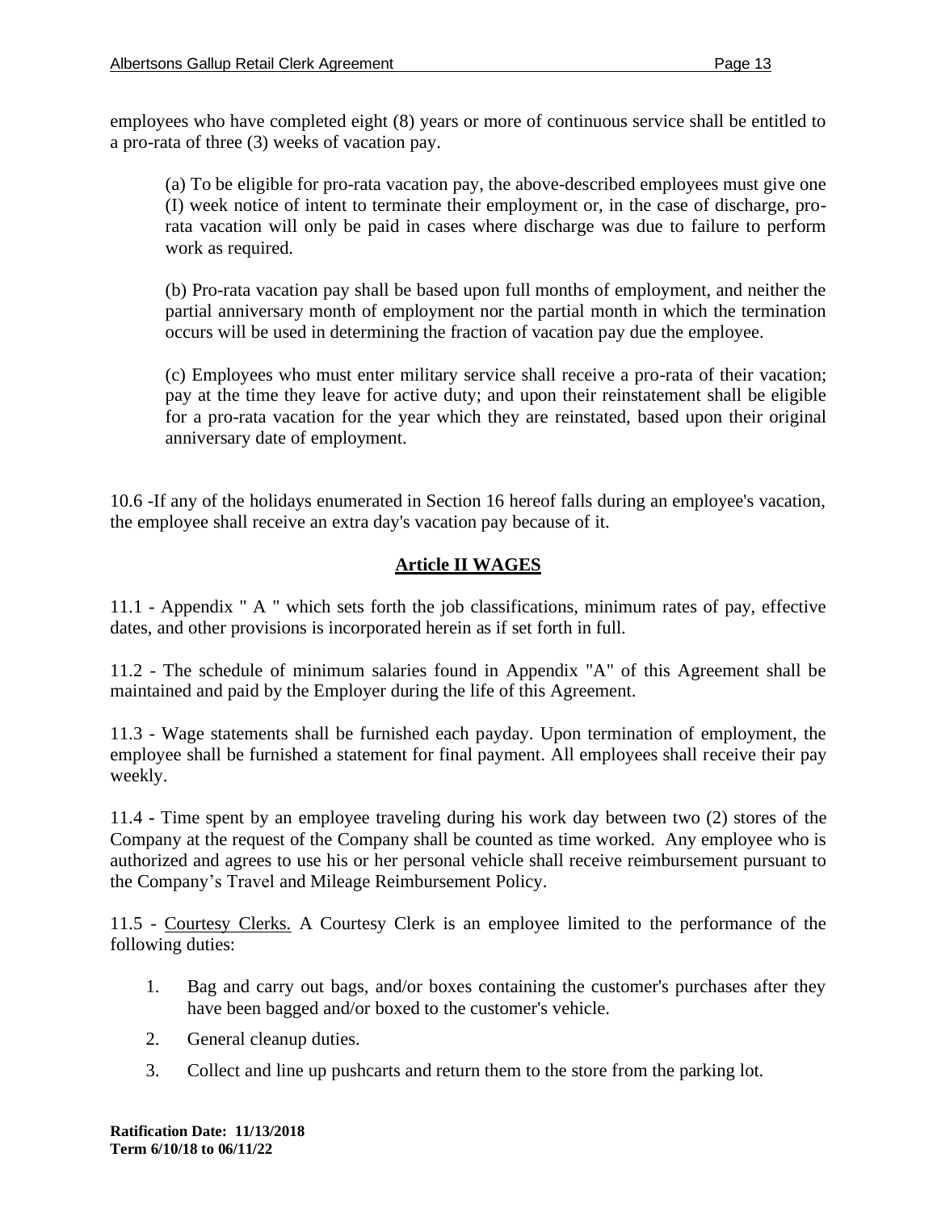employees who have completed eight (8) years or more of continuous service shall be entitled to a pro-rata of three (3) weeks of vacation pay.

> (a) To be eligible for pro-rata vacation pay, the above-described employees must give one (I) week notice of intent to terminate their employment or, in the case of discharge, pro-rata vacation will only be paid in cases where discharge was due to failure to perform work as required.
>
> (b) Pro-rata vacation pay shall be based upon full months of employment, and neither the partial anniversary month of employment nor the partial month in which the termination occurs will be used in determining the fraction of vacation pay due the employee.
>
> (c) Employees who must enter military service shall receive a pro-rata of their vacation; pay at the time they leave for active duty; and upon their reinstatement shall be eligible for a pro-rata vacation for the year which they are reinstated, based upon their original anniversary date of employment.

10.6 -If any of the holidays enumerated in Section 16 hereof falls during an employee's vacation, the employee shall receive an extra day's vacation pay because of it.

## Article II WAGES

11.1 - Appendix " A " which sets forth the job classifications, minimum rates of pay, effective dates, and other provisions is incorporated herein as if set forth in full.

11.2 - The schedule of minimum salaries found in Appendix "A" of this Agreement shall be maintained and paid by the Employer during the life of this Agreement.

11.3 - Wage statements shall be furnished each payday. Upon termination of employment, the employee shall be furnished a statement for final payment. All employees shall receive their pay weekly.

11.4 - Time spent by an employee traveling during his work day between two (2) stores of the Company at the request of the Company shall be counted as time worked. Any employee who is authorized and agrees to use his or her personal vehicle shall receive reimbursement pursuant to the Company's Travel and Mileage Reimbursement Policy.

11.5 - Courtesy Clerks. A Courtesy Clerk is an employee limited to the performance of the following duties:

1. Bag and carry out bags, and/or boxes containing the customer's purchases after they have been bagged and/or boxed to the customer's vehicle.
2. General cleanup duties.
3. Collect and line up pushcarts and return them to the store from the parking lot.

**Ratification Date: 11/13/2018**
**Term 6/10/18 to 06/11/22**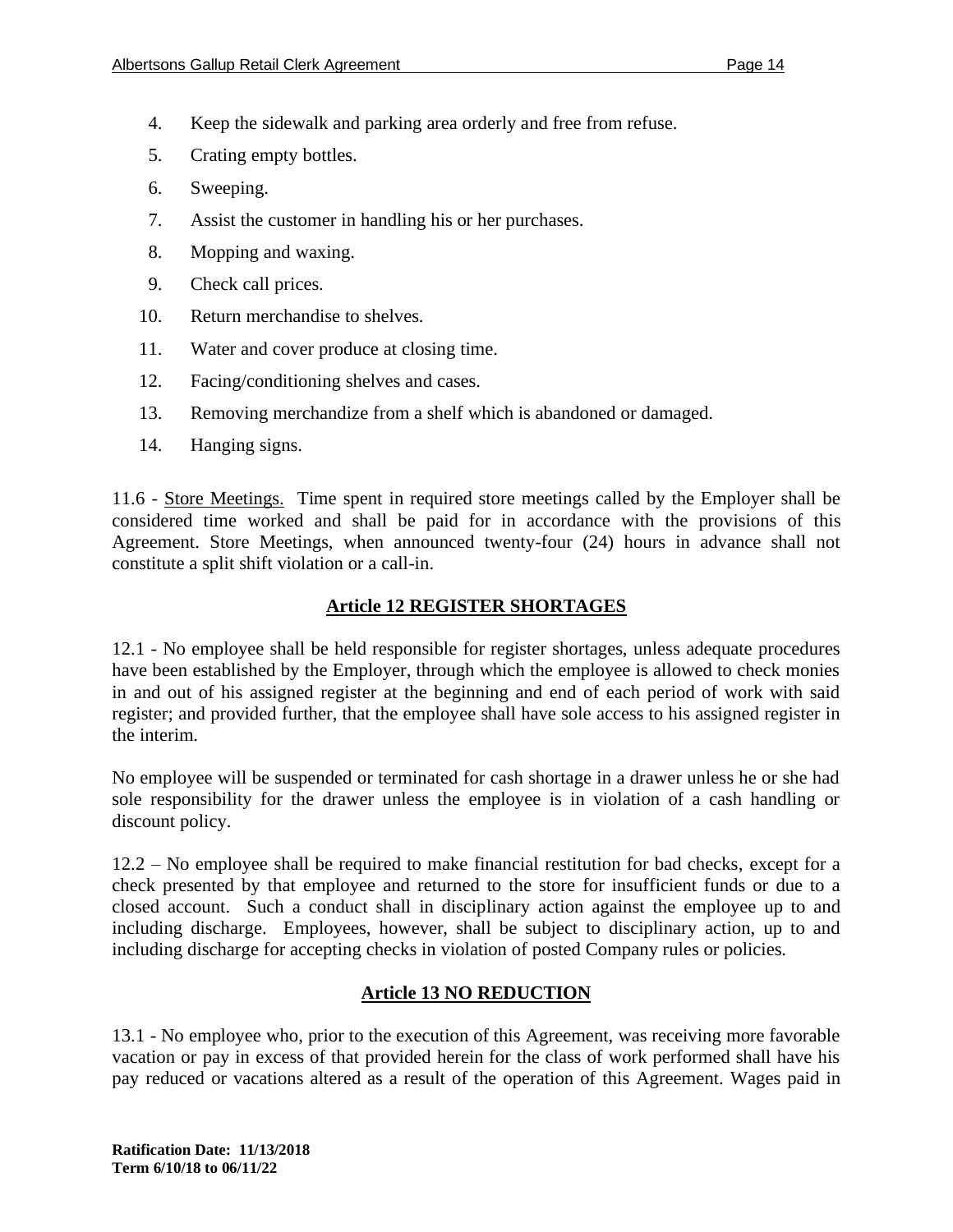4. Keep the sidewalk and parking area orderly and free from refuse.
5. Crating empty bottles.
6. Sweeping.
7. Assist the customer in handling his or her purchases.
8. Mopping and waxing.
9. Check call prices.
10. Return merchandise to shelves.
11. Water and cover produce at closing time.
12. Facing/conditioning shelves and cases.
13. Removing merchandize from a shelf which is abandoned or damaged.
14. Hanging signs.

11.6 - Store Meetings. Time spent in required store meetings called by the Employer shall be considered time worked and shall be paid for in accordance with the provisions of this Agreement. Store Meetings, when announced twenty-four (24) hours in advance shall not constitute a split shift violation or a call-in.

## Article 12 REGISTER SHORTAGES

12.1 - No employee shall be held responsible for register shortages, unless adequate procedures have been established by the Employer, through which the employee is allowed to check monies in and out of his assigned register at the beginning and end of each period of work with said register; and provided further, that the employee shall have sole access to his assigned register in the interim.

No employee will be suspended or terminated for cash shortage in a drawer unless he or she had sole responsibility for the drawer unless the employee is in violation of a cash handling or discount policy.

12.2 – No employee shall be required to make financial restitution for bad checks, except for a check presented by that employee and returned to the store for insufficient funds or due to a closed account. Such a conduct shall in disciplinary action against the employee up to and including discharge. Employees, however, shall be subject to disciplinary action, up to and including discharge for accepting checks in violation of posted Company rules or policies.

## Article 13 NO REDUCTION

13.1 - No employee who, prior to the execution of this Agreement, was receiving more favorable vacation or pay in excess of that provided herein for the class of work performed shall have his pay reduced or vacations altered as a result of the operation of this Agreement. Wages paid in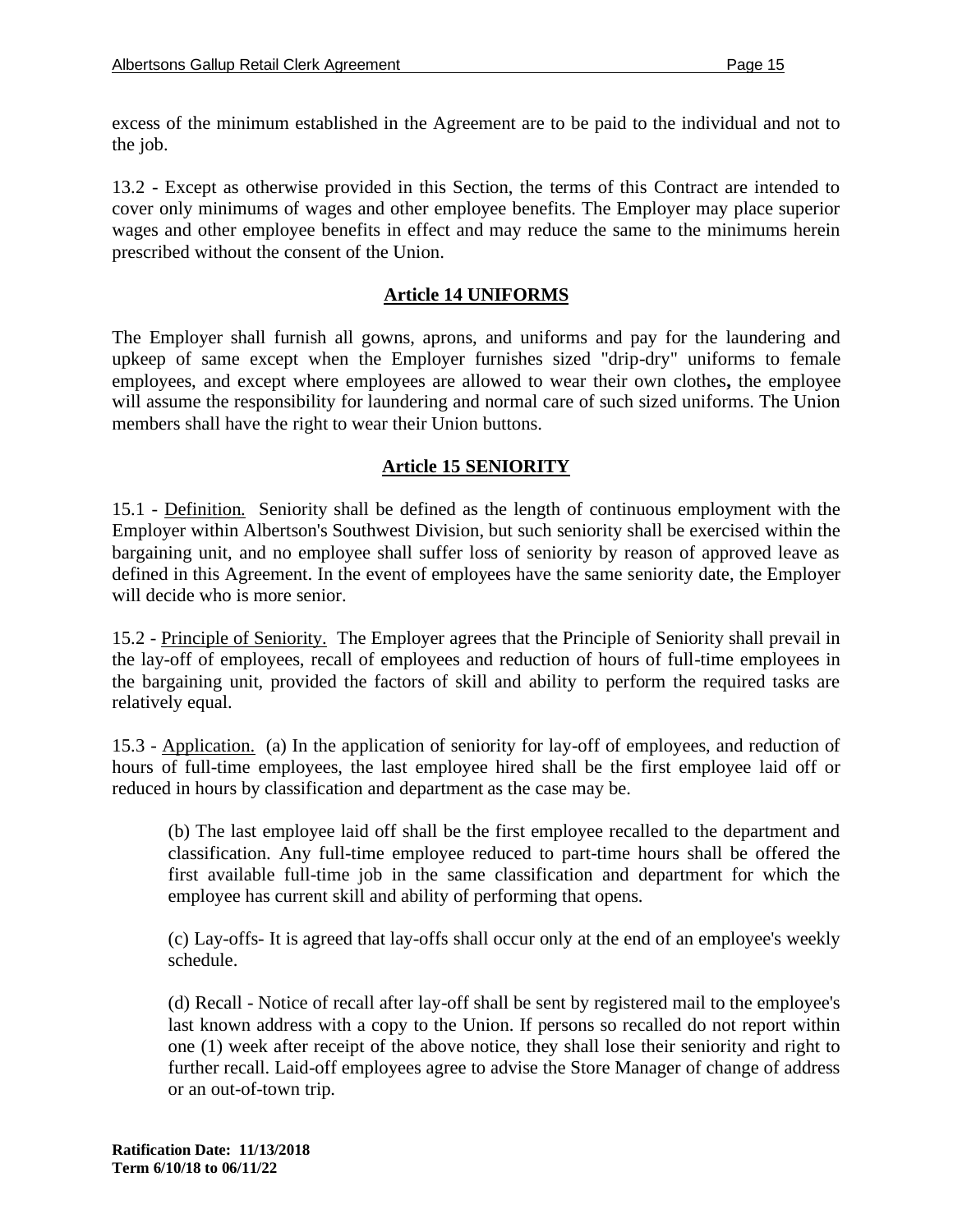excess of the minimum established in the Agreement are to be paid to the individual and not to the job.

13.2 - Except as otherwise provided in this Section, the terms of this Contract are intended to cover only minimums of wages and other employee benefits. The Employer may place superior wages and other employee benefits in effect and may reduce the same to the minimums herein prescribed without the consent of the Union.

## Article 14 UNIFORMS

The Employer shall furnish all gowns, aprons, and uniforms and pay for the laundering and upkeep of same except when the Employer furnishes sized "drip-dry" uniforms to female employees, and except where employees are allowed to wear their own clothes**,** the employee will assume the responsibility for laundering and normal care of such sized uniforms. The Union members shall have the right to wear their Union buttons.

## Article 15 SENIORITY

15.1 - Definition. Seniority shall be defined as the length of continuous employment with the Employer within Albertson's Southwest Division, but such seniority shall be exercised within the bargaining unit, and no employee shall suffer loss of seniority by reason of approved leave as defined in this Agreement. In the event of employees have the same seniority date, the Employer will decide who is more senior.

15.2 - Principle of Seniority. The Employer agrees that the Principle of Seniority shall prevail in the lay-off of employees, recall of employees and reduction of hours of full-time employees in the bargaining unit, provided the factors of skill and ability to perform the required tasks are relatively equal.

15.3 - Application. (a) In the application of seniority for lay-off of employees, and reduction of hours of full-time employees, the last employee hired shall be the first employee laid off or reduced in hours by classification and department as the case may be.

(b) The last employee laid off shall be the first employee recalled to the department and classification. Any full-time employee reduced to part-time hours shall be offered the first available full-time job in the same classification and department for which the employee has current skill and ability of performing that opens.

(c) Lay-offs- It is agreed that lay-offs shall occur only at the end of an employee's weekly schedule.

(d) Recall - Notice of recall after lay-off shall be sent by registered mail to the employee's last known address with a copy to the Union. If persons so recalled do not report within one (1) week after receipt of the above notice, they shall lose their seniority and right to further recall. Laid-off employees agree to advise the Store Manager of change of address or an out-of-town trip.

**Ratification Date: 11/13/2018**
**Term 6/10/18 to 06/11/22**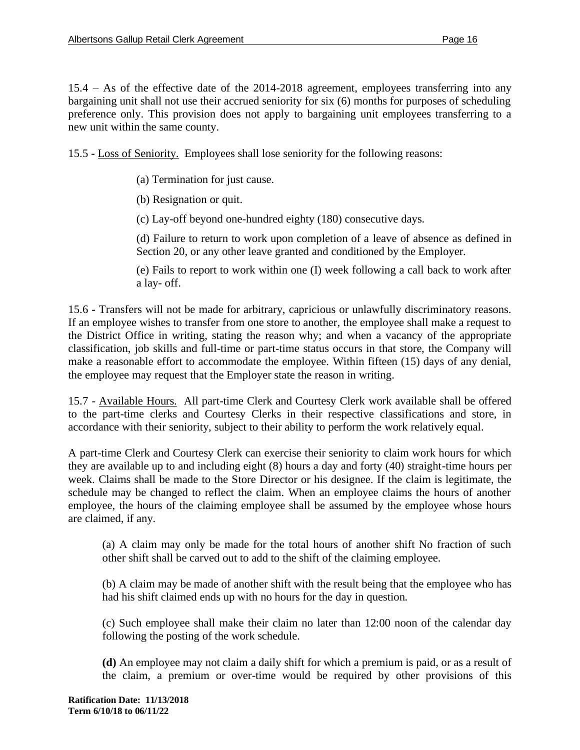15.4 – As of the effective date of the 2014-2018 agreement, employees transferring into any bargaining unit shall not use their accrued seniority for six (6) months for purposes of scheduling preference only. This provision does not apply to bargaining unit employees transferring to a new unit within the same county.

15.5 - Loss of Seniority. Employees shall lose seniority for the following reasons:

(a) Termination for just cause.

(b) Resignation or quit.

(c) Lay-off beyond one-hundred eighty (180) consecutive days.

(d) Failure to return to work upon completion of a leave of absence as defined in Section 20, or any other leave granted and conditioned by the Employer.

(e) Fails to report to work within one (I) week following a call back to work after a lay- off.

15.6 - Transfers will not be made for arbitrary, capricious or unlawfully discriminatory reasons. If an employee wishes to transfer from one store to another, the employee shall make a request to the District Office in writing, stating the reason why; and when a vacancy of the appropriate classification, job skills and full-time or part-time status occurs in that store, the Company will make a reasonable effort to accommodate the employee. Within fifteen (15) days of any denial, the employee may request that the Employer state the reason in writing.

15.7 - Available Hours. All part-time Clerk and Courtesy Clerk work available shall be offered to the part-time clerks and Courtesy Clerks in their respective classifications and store, in accordance with their seniority, subject to their ability to perform the work relatively equal.

A part-time Clerk and Courtesy Clerk can exercise their seniority to claim work hours for which they are available up to and including eight (8) hours a day and forty (40) straight-time hours per week. Claims shall be made to the Store Director or his designee. If the claim is legitimate, the schedule may be changed to reflect the claim. When an employee claims the hours of another employee, the hours of the claiming employee shall be assumed by the employee whose hours are claimed, if any.

(a) A claim may only be made for the total hours of another shift No fraction of such other shift shall be carved out to add to the shift of the claiming employee.

(b) A claim may be made of another shift with the result being that the employee who has had his shift claimed ends up with no hours for the day in question.

(c) Such employee shall make their claim no later than 12:00 noon of the calendar day following the posting of the work schedule.

**(d)** An employee may not claim a daily shift for which a premium is paid, or as a result of the claim, a premium or over-time would be required by other provisions of this

**Ratification Date: 11/13/2018**
**Term 6/10/18 to 06/11/22**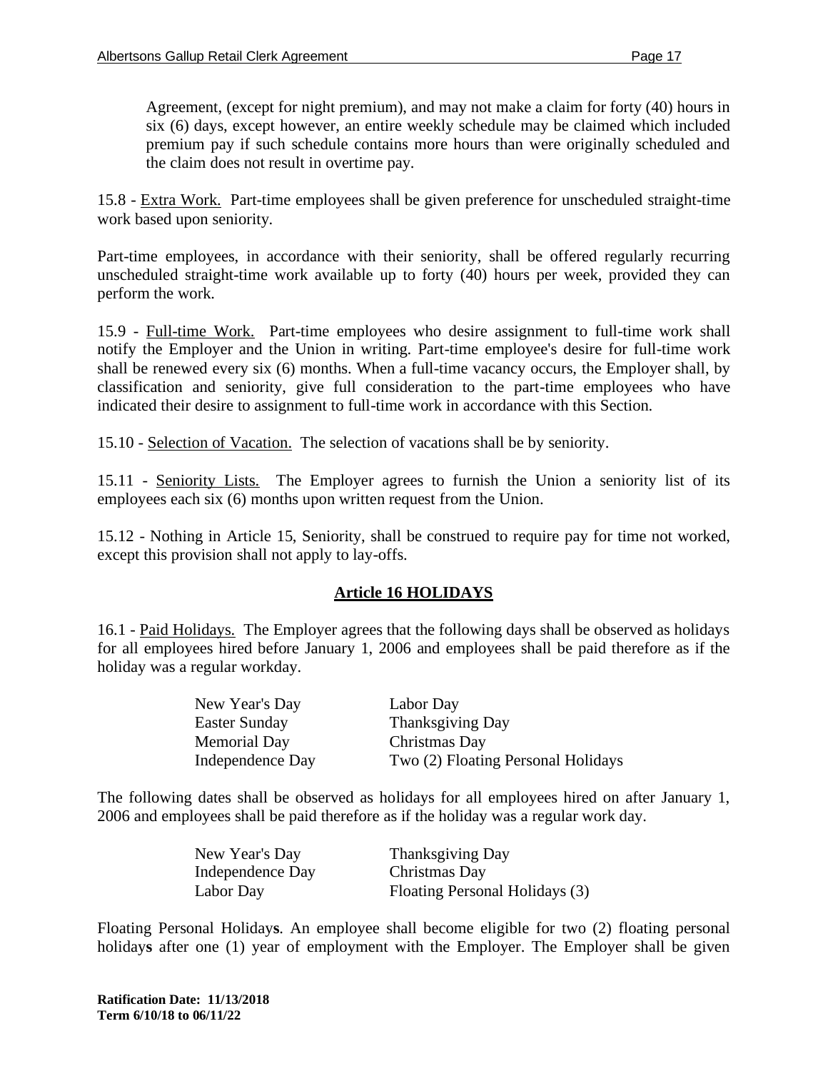Agreement, (except for night premium), and may not make a claim for forty (40) hours in six (6) days, except however, an entire weekly schedule may be claimed which included premium pay if such schedule contains more hours than were originally scheduled and the claim does not result in overtime pay.

15.8 - Extra Work. Part-time employees shall be given preference for unscheduled straight-time work based upon seniority.

Part-time employees, in accordance with their seniority, shall be offered regularly recurring unscheduled straight-time work available up to forty (40) hours per week, provided they can perform the work.

15.9 - Full-time Work. Part-time employees who desire assignment to full-time work shall notify the Employer and the Union in writing. Part-time employee's desire for full-time work shall be renewed every six (6) months. When a full-time vacancy occurs, the Employer shall, by classification and seniority, give full consideration to the part-time employees who have indicated their desire to assignment to full-time work in accordance with this Section.

15.10 - Selection of Vacation. The selection of vacations shall be by seniority.

15.11 - Seniority Lists. The Employer agrees to furnish the Union a seniority list of its employees each six (6) months upon written request from the Union.

15.12 - Nothing in Article 15, Seniority, shall be construed to require pay for time not worked, except this provision shall not apply to lay-offs.

## Article 16 HOLIDAYS

16.1 - Paid Holidays. The Employer agrees that the following days shall be observed as holidays for all employees hired before January 1, 2006 and employees shall be paid therefore as if the holiday was a regular workday.

| | |
|---|---|
| New Year's Day | Labor Day |
| Easter Sunday | Thanksgiving Day |
| Memorial Day | Christmas Day |
| Independence Day | Two (2) Floating Personal Holidays |

The following dates shall be observed as holidays for all employees hired on after January 1, 2006 and employees shall be paid therefore as if the holiday was a regular work day.

| | |
|---|---|
| New Year's Day | Thanksgiving Day |
| Independence Day | Christmas Day |
| Labor Day | Floating Personal Holidays (3) |

Floating Personal Holiday**s**. An employee shall become eligible for two (2) floating personal holiday**s** after one (1) year of employment with the Employer. The Employer shall be given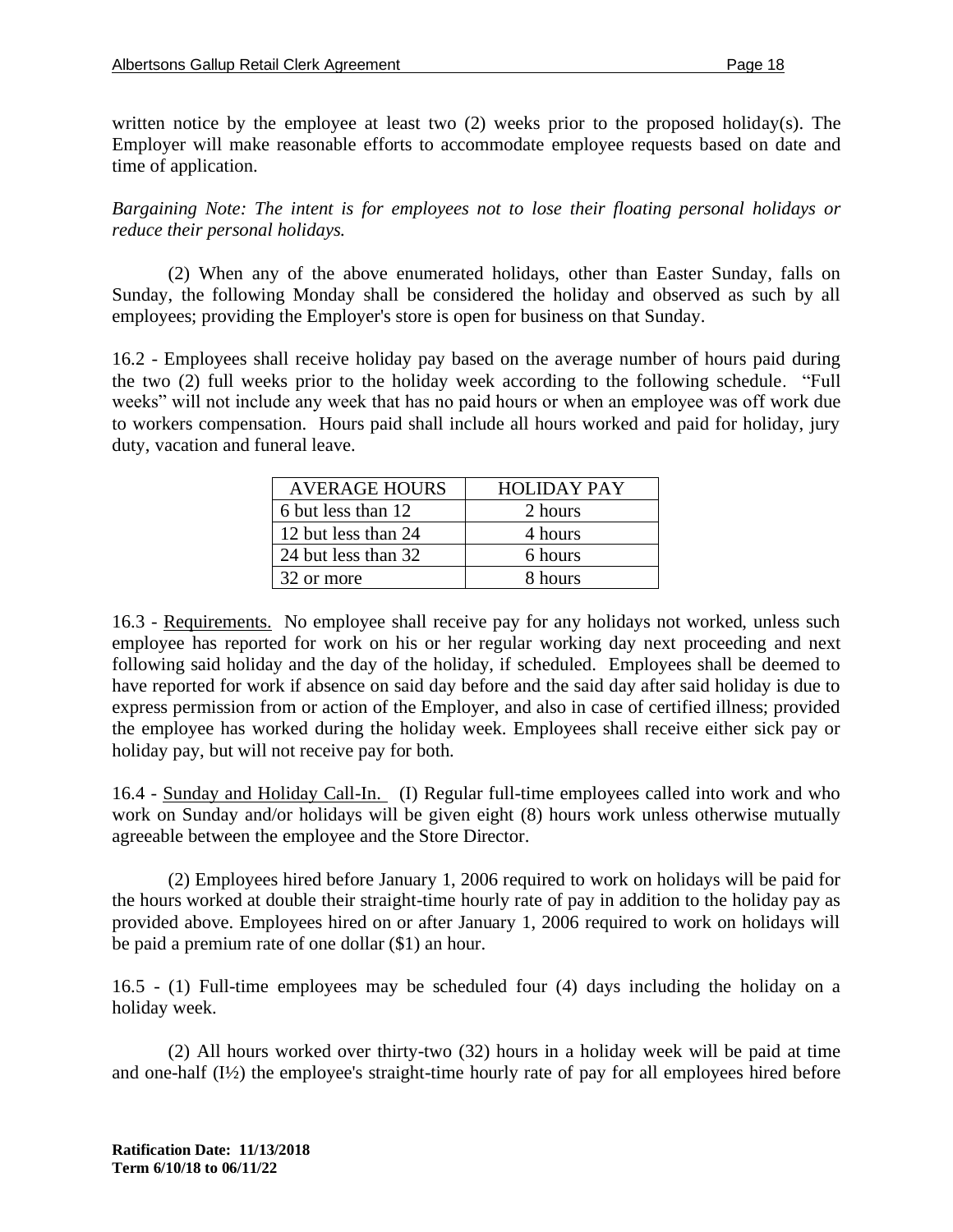written notice by the employee at least two (2) weeks prior to the proposed holiday(s). The Employer will make reasonable efforts to accommodate employee requests based on date and time of application.

*Bargaining Note: The intent is for employees not to lose their floating personal holidays or reduce their personal holidays.*

(2) When any of the above enumerated holidays, other than Easter Sunday, falls on Sunday, the following Monday shall be considered the holiday and observed as such by all employees; providing the Employer's store is open for business on that Sunday.

16.2 - Employees shall receive holiday pay based on the average number of hours paid during the two (2) full weeks prior to the holiday week according to the following schedule. "Full weeks" will not include any week that has no paid hours or when an employee was off work due to workers compensation. Hours paid shall include all hours worked and paid for holiday, jury duty, vacation and funeral leave.

| AVERAGE HOURS | HOLIDAY PAY |
|---|---|
| 6 but less than 12 | 2 hours |
| 12 but less than 24 | 4 hours |
| 24 but less than 32 | 6 hours |
| 32 or more | 8 hours |

16.3 - <u>Requirements.</u> No employee shall receive pay for any holidays not worked, unless such employee has reported for work on his or her regular working day next proceeding and next following said holiday and the day of the holiday, if scheduled. Employees shall be deemed to have reported for work if absence on said day before and the said day after said holiday is due to express permission from or action of the Employer, and also in case of certified illness; provided the employee has worked during the holiday week. Employees shall receive either sick pay or holiday pay, but will not receive pay for both.

16.4 - <u>Sunday and Holiday Call-In.</u> (I) Regular full-time employees called into work and who work on Sunday and/or holidays will be given eight (8) hours work unless otherwise mutually agreeable between the employee and the Store Director.

(2) Employees hired before January 1, 2006 required to work on holidays will be paid for the hours worked at double their straight-time hourly rate of pay in addition to the holiday pay as provided above. Employees hired on or after January 1, 2006 required to work on holidays will be paid a premium rate of one dollar ($1) an hour.

16.5 - (1) Full-time employees may be scheduled four (4) days including the holiday on a holiday week.

(2) All hours worked over thirty-two (32) hours in a holiday week will be paid at time and one-half (I½) the employee's straight-time hourly rate of pay for all employees hired before

**Ratification Date: 11/13/2018**
**Term 6/10/18 to 06/11/22**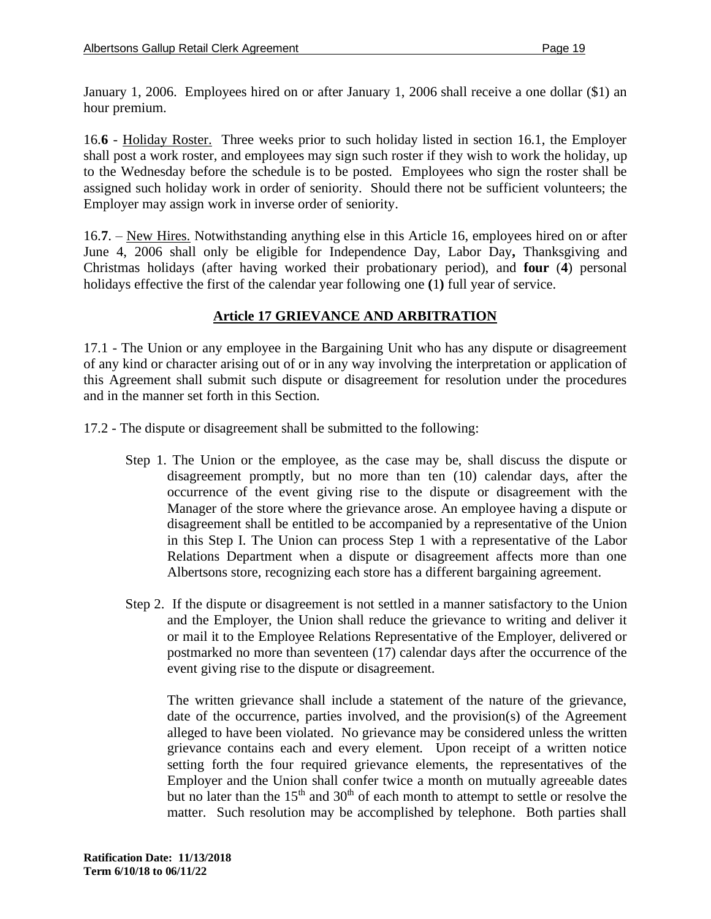January 1, 2006. Employees hired on or after January 1, 2006 shall receive a one dollar ($1) an hour premium.

16.**6** - Holiday Roster. Three weeks prior to such holiday listed in section 16.1, the Employer shall post a work roster, and employees may sign such roster if they wish to work the holiday, up to the Wednesday before the schedule is to be posted. Employees who sign the roster shall be assigned such holiday work in order of seniority. Should there not be sufficient volunteers; the Employer may assign work in inverse order of seniority.

16.**7**. – New Hires. Notwithstanding anything else in this Article 16, employees hired on or after June 4, 2006 shall only be eligible for Independence Day, Labor Day**,** Thanksgiving and Christmas holidays (after having worked their probationary period), and **four** (**4**) personal holidays effective the first of the calendar year following one **(**1**)** full year of service.

## Article 17 GRIEVANCE AND ARBITRATION

17.1 - The Union or any employee in the Bargaining Unit who has any dispute or disagreement of any kind or character arising out of or in any way involving the interpretation or application of this Agreement shall submit such dispute or disagreement for resolution under the procedures and in the manner set forth in this Section.

17.2 - The dispute or disagreement shall be submitted to the following:

Step 1. The Union or the employee, as the case may be, shall discuss the dispute or disagreement promptly, but no more than ten (10) calendar days, after the occurrence of the event giving rise to the dispute or disagreement with the Manager of the store where the grievance arose. An employee having a dispute or disagreement shall be entitled to be accompanied by a representative of the Union in this Step I. The Union can process Step 1 with a representative of the Labor Relations Department when a dispute or disagreement affects more than one Albertsons store, recognizing each store has a different bargaining agreement.

Step 2. If the dispute or disagreement is not settled in a manner satisfactory to the Union and the Employer, the Union shall reduce the grievance to writing and deliver it or mail it to the Employee Relations Representative of the Employer, delivered or postmarked no more than seventeen (17) calendar days after the occurrence of the event giving rise to the dispute or disagreement.

The written grievance shall include a statement of the nature of the grievance, date of the occurrence, parties involved, and the provision(s) of the Agreement alleged to have been violated. No grievance may be considered unless the written grievance contains each and every element. Upon receipt of a written notice setting forth the four required grievance elements, the representatives of the Employer and the Union shall confer twice a month on mutually agreeable dates but no later than the 15th and 30th of each month to attempt to settle or resolve the matter. Such resolution may be accomplished by telephone. Both parties shall

**Ratification Date: 11/13/2018**
**Term 6/10/18 to 06/11/22**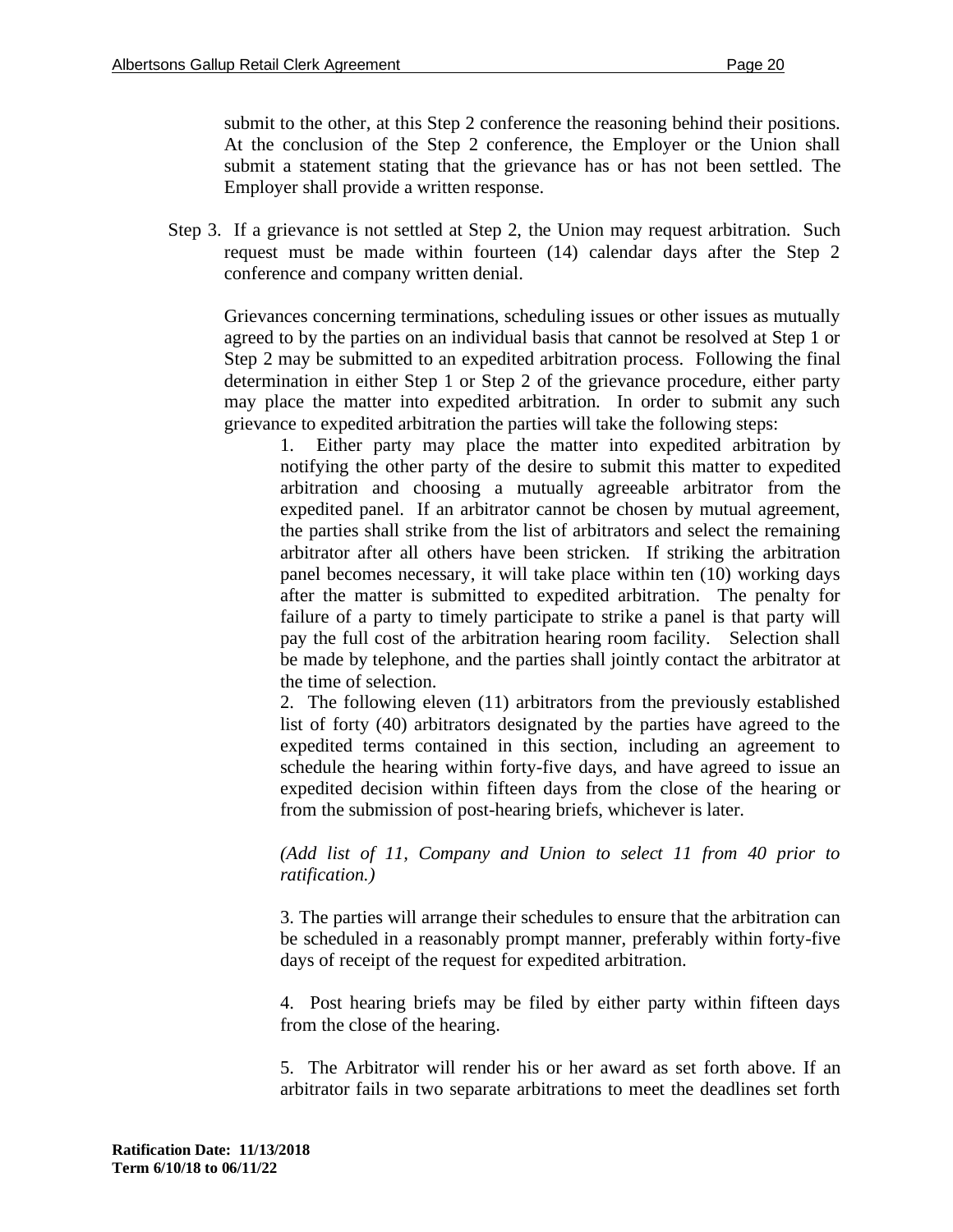submit to the other, at this Step 2 conference the reasoning behind their positions. At the conclusion of the Step 2 conference, the Employer or the Union shall submit a statement stating that the grievance has or has not been settled. The Employer shall provide a written response.

Step 3. If a grievance is not settled at Step 2, the Union may request arbitration. Such request must be made within fourteen (14) calendar days after the Step 2 conference and company written denial.

Grievances concerning terminations, scheduling issues or other issues as mutually agreed to by the parties on an individual basis that cannot be resolved at Step 1 or Step 2 may be submitted to an expedited arbitration process. Following the final determination in either Step 1 or Step 2 of the grievance procedure, either party may place the matter into expedited arbitration. In order to submit any such grievance to expedited arbitration the parties will take the following steps:

1. Either party may place the matter into expedited arbitration by notifying the other party of the desire to submit this matter to expedited arbitration and choosing a mutually agreeable arbitrator from the expedited panel. If an arbitrator cannot be chosen by mutual agreement, the parties shall strike from the list of arbitrators and select the remaining arbitrator after all others have been stricken. If striking the arbitration panel becomes necessary, it will take place within ten (10) working days after the matter is submitted to expedited arbitration. The penalty for failure of a party to timely participate to strike a panel is that party will pay the full cost of the arbitration hearing room facility. Selection shall be made by telephone, and the parties shall jointly contact the arbitrator at the time of selection.

2. The following eleven (11) arbitrators from the previously established list of forty (40) arbitrators designated by the parties have agreed to the expedited terms contained in this section, including an agreement to schedule the hearing within forty-five days, and have agreed to issue an expedited decision within fifteen days from the close of the hearing or from the submission of post-hearing briefs, whichever is later.

*(Add list of 11, Company and Union to select 11 from 40 prior to ratification.)*

3. The parties will arrange their schedules to ensure that the arbitration can be scheduled in a reasonably prompt manner, preferably within forty-five days of receipt of the request for expedited arbitration.

4. Post hearing briefs may be filed by either party within fifteen days from the close of the hearing.

5. The Arbitrator will render his or her award as set forth above. If an arbitrator fails in two separate arbitrations to meet the deadlines set forth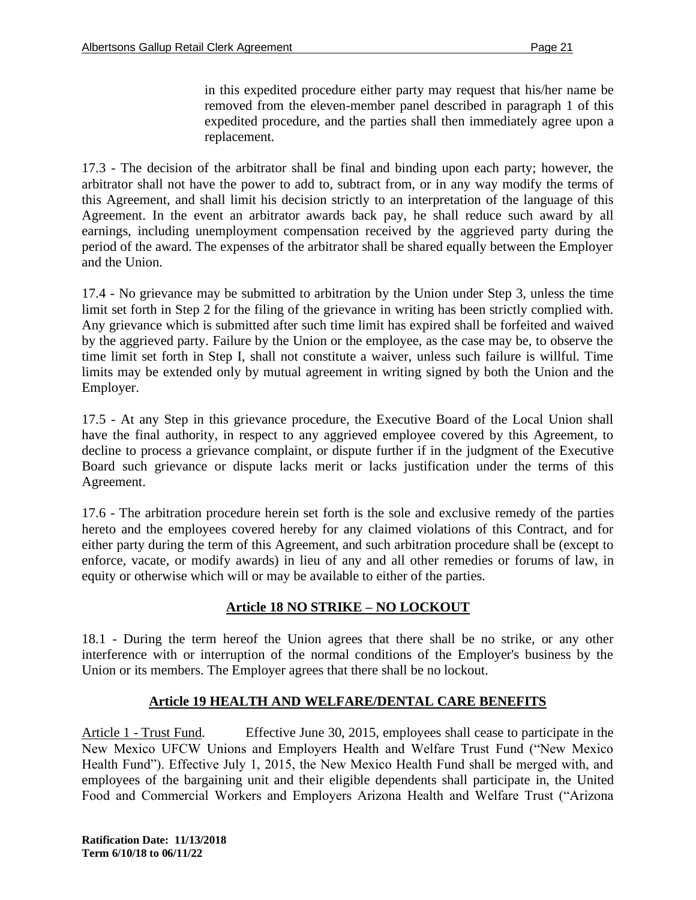in this expedited procedure either party may request that his/her name be removed from the eleven-member panel described in paragraph 1 of this expedited procedure, and the parties shall then immediately agree upon a replacement.

17.3 - The decision of the arbitrator shall be final and binding upon each party; however, the arbitrator shall not have the power to add to, subtract from, or in any way modify the terms of this Agreement, and shall limit his decision strictly to an interpretation of the language of this Agreement. In the event an arbitrator awards back pay, he shall reduce such award by all earnings, including unemployment compensation received by the aggrieved party during the period of the award. The expenses of the arbitrator shall be shared equally between the Employer and the Union.

17.4 - No grievance may be submitted to arbitration by the Union under Step 3, unless the time limit set forth in Step 2 for the filing of the grievance in writing has been strictly complied with. Any grievance which is submitted after such time limit has expired shall be forfeited and waived by the aggrieved party. Failure by the Union or the employee, as the case may be, to observe the time limit set forth in Step I, shall not constitute a waiver, unless such failure is willful. Time limits may be extended only by mutual agreement in writing signed by both the Union and the Employer.

17.5 - At any Step in this grievance procedure, the Executive Board of the Local Union shall have the final authority, in respect to any aggrieved employee covered by this Agreement, to decline to process a grievance complaint, or dispute further if in the judgment of the Executive Board such grievance or dispute lacks merit or lacks justification under the terms of this Agreement.

17.6 - The arbitration procedure herein set forth is the sole and exclusive remedy of the parties hereto and the employees covered hereby for any claimed violations of this Contract, and for either party during the term of this Agreement, and such arbitration procedure shall be (except to enforce, vacate, or modify awards) in lieu of any and all other remedies or forums of law, in equity or otherwise which will or may be available to either of the parties.

## Article 18 NO STRIKE – NO LOCKOUT

18.1 - During the term hereof the Union agrees that there shall be no strike, or any other interference with or interruption of the normal conditions of the Employer's business by the Union or its members. The Employer agrees that there shall be no lockout.

## Article 19 HEALTH AND WELFARE/DENTAL CARE BENEFITS

Article 1 - Trust Fund. Effective June 30, 2015, employees shall cease to participate in the New Mexico UFCW Unions and Employers Health and Welfare Trust Fund ("New Mexico Health Fund"). Effective July 1, 2015, the New Mexico Health Fund shall be merged with, and employees of the bargaining unit and their eligible dependents shall participate in, the United Food and Commercial Workers and Employers Arizona Health and Welfare Trust ("Arizona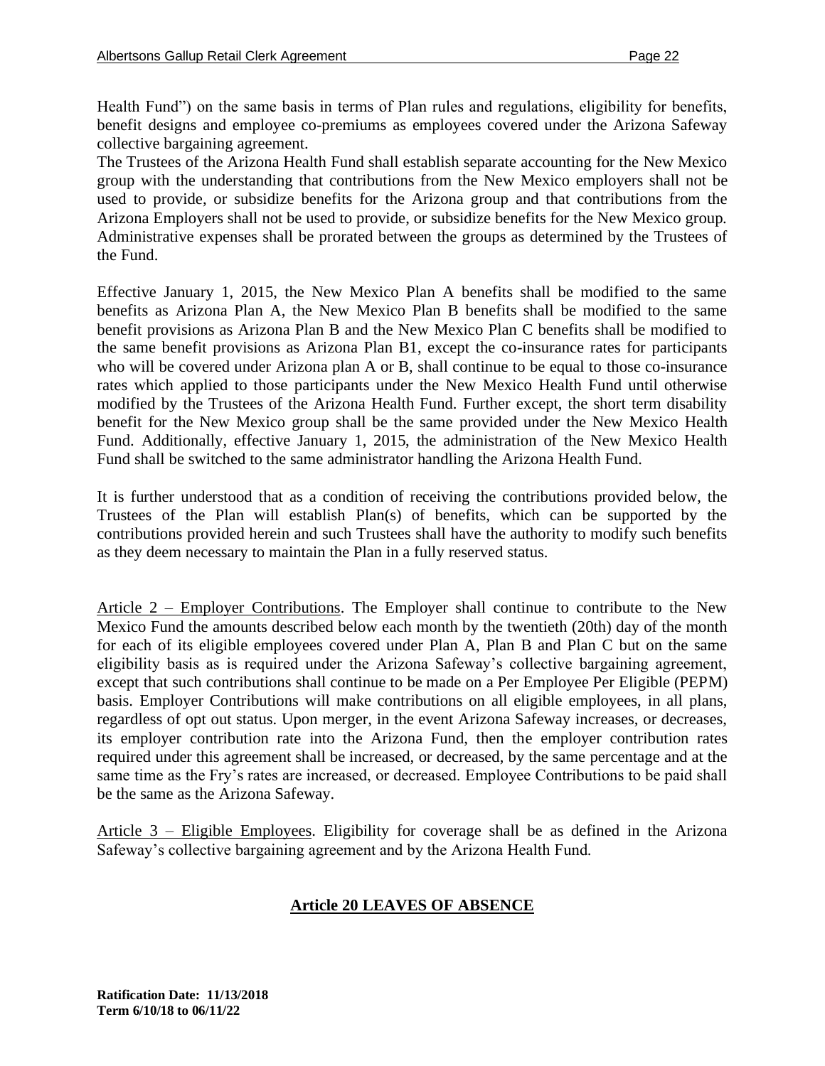Health Fund") on the same basis in terms of Plan rules and regulations, eligibility for benefits, benefit designs and employee co-premiums as employees covered under the Arizona Safeway collective bargaining agreement.

The Trustees of the Arizona Health Fund shall establish separate accounting for the New Mexico group with the understanding that contributions from the New Mexico employers shall not be used to provide, or subsidize benefits for the Arizona group and that contributions from the Arizona Employers shall not be used to provide, or subsidize benefits for the New Mexico group. Administrative expenses shall be prorated between the groups as determined by the Trustees of the Fund.

Effective January 1, 2015, the New Mexico Plan A benefits shall be modified to the same benefits as Arizona Plan A, the New Mexico Plan B benefits shall be modified to the same benefit provisions as Arizona Plan B and the New Mexico Plan C benefits shall be modified to the same benefit provisions as Arizona Plan B1, except the co-insurance rates for participants who will be covered under Arizona plan A or B, shall continue to be equal to those co-insurance rates which applied to those participants under the New Mexico Health Fund until otherwise modified by the Trustees of the Arizona Health Fund. Further except, the short term disability benefit for the New Mexico group shall be the same provided under the New Mexico Health Fund. Additionally, effective January 1, 2015, the administration of the New Mexico Health Fund shall be switched to the same administrator handling the Arizona Health Fund.

It is further understood that as a condition of receiving the contributions provided below, the Trustees of the Plan will establish Plan(s) of benefits, which can be supported by the contributions provided herein and such Trustees shall have the authority to modify such benefits as they deem necessary to maintain the Plan in a fully reserved status.

Article 2 – Employer Contributions. The Employer shall continue to contribute to the New Mexico Fund the amounts described below each month by the twentieth (20th) day of the month for each of its eligible employees covered under Plan A, Plan B and Plan C but on the same eligibility basis as is required under the Arizona Safeway's collective bargaining agreement, except that such contributions shall continue to be made on a Per Employee Per Eligible (PEPM) basis. Employer Contributions will make contributions on all eligible employees, in all plans, regardless of opt out status. Upon merger, in the event Arizona Safeway increases, or decreases, its employer contribution rate into the Arizona Fund, then the employer contribution rates required under this agreement shall be increased, or decreased, by the same percentage and at the same time as the Fry's rates are increased, or decreased. Employee Contributions to be paid shall be the same as the Arizona Safeway.

Article 3 – Eligible Employees. Eligibility for coverage shall be as defined in the Arizona Safeway's collective bargaining agreement and by the Arizona Health Fund.

## Article 20 LEAVES OF ABSENCE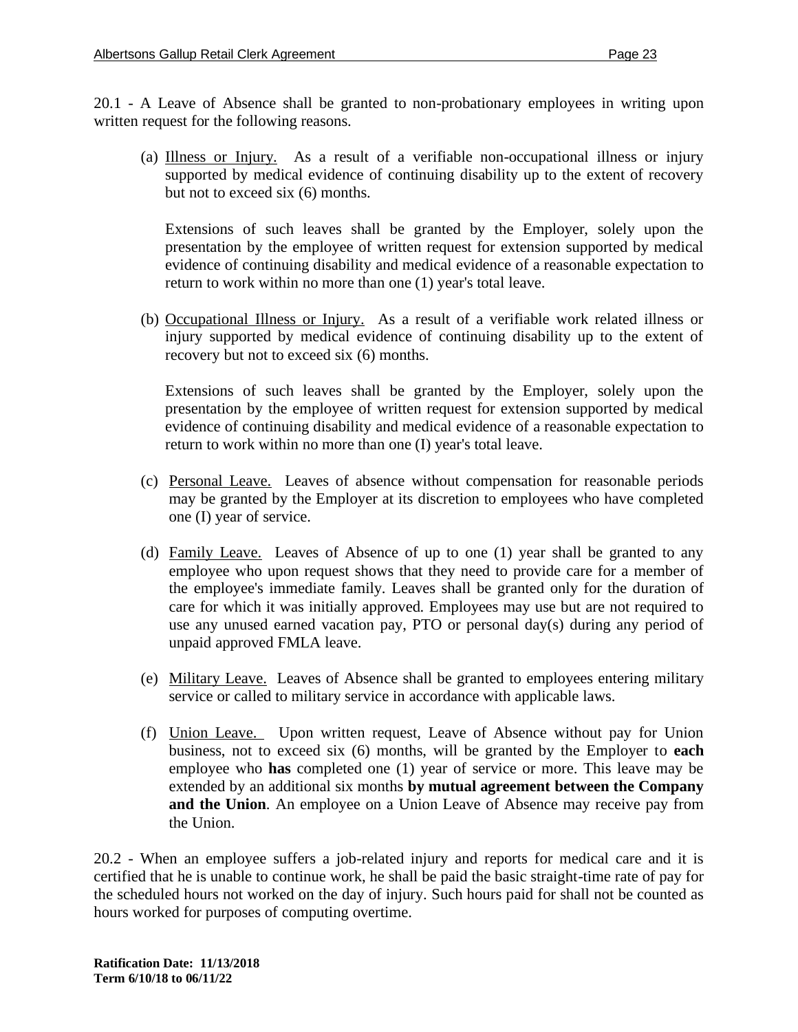20.1 - A Leave of Absence shall be granted to non-probationary employees in writing upon written request for the following reasons.

(a) Illness or Injury. As a result of a verifiable non-occupational illness or injury supported by medical evidence of continuing disability up to the extent of recovery but not to exceed six (6) months.

Extensions of such leaves shall be granted by the Employer, solely upon the presentation by the employee of written request for extension supported by medical evidence of continuing disability and medical evidence of a reasonable expectation to return to work within no more than one (1) year's total leave.

(b) Occupational Illness or Injury. As a result of a verifiable work related illness or injury supported by medical evidence of continuing disability up to the extent of recovery but not to exceed six (6) months.

Extensions of such leaves shall be granted by the Employer, solely upon the presentation by the employee of written request for extension supported by medical evidence of continuing disability and medical evidence of a reasonable expectation to return to work within no more than one (I) year's total leave.

(c) Personal Leave. Leaves of absence without compensation for reasonable periods may be granted by the Employer at its discretion to employees who have completed one (I) year of service.

(d) Family Leave. Leaves of Absence of up to one (1) year shall be granted to any employee who upon request shows that they need to provide care for a member of the employee's immediate family. Leaves shall be granted only for the duration of care for which it was initially approved. Employees may use but are not required to use any unused earned vacation pay, PTO or personal day(s) during any period of unpaid approved FMLA leave.

(e) Military Leave. Leaves of Absence shall be granted to employees entering military service or called to military service in accordance with applicable laws.

(f) Union Leave. Upon written request, Leave of Absence without pay for Union business, not to exceed six (6) months, will be granted by the Employer to **each** employee who **has** completed one (1) year of service or more. This leave may be extended by an additional six months **by mutual agreement between the Company and the Union**. An employee on a Union Leave of Absence may receive pay from the Union.

20.2 - When an employee suffers a job-related injury and reports for medical care and it is certified that he is unable to continue work, he shall be paid the basic straight-time rate of pay for the scheduled hours not worked on the day of injury. Such hours paid for shall not be counted as hours worked for purposes of computing overtime.

**Ratification Date: 11/13/2018**
**Term 6/10/18 to 06/11/22**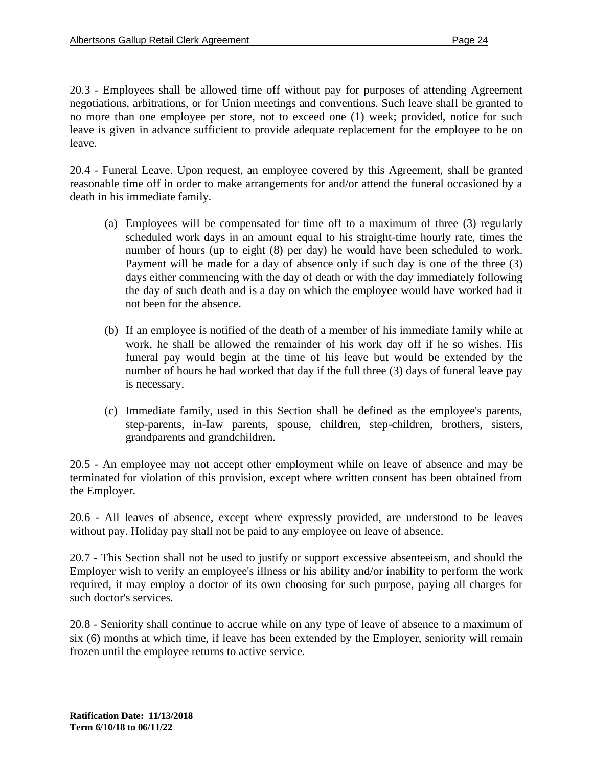20.3 - Employees shall be allowed time off without pay for purposes of attending Agreement negotiations, arbitrations, or for Union meetings and conventions. Such leave shall be granted to no more than one employee per store, not to exceed one (1) week; provided, notice for such leave is given in advance sufficient to provide adequate replacement for the employee to be on leave.

20.4 - Funeral Leave. Upon request, an employee covered by this Agreement, shall be granted reasonable time off in order to make arrangements for and/or attend the funeral occasioned by a death in his immediate family.

(a) Employees will be compensated for time off to a maximum of three (3) regularly scheduled work days in an amount equal to his straight-time hourly rate, times the number of hours (up to eight (8) per day) he would have been scheduled to work. Payment will be made for a day of absence only if such day is one of the three (3) days either commencing with the day of death or with the day immediately following the day of such death and is a day on which the employee would have worked had it not been for the absence.

(b) If an employee is notified of the death of a member of his immediate family while at work, he shall be allowed the remainder of his work day off if he so wishes. His funeral pay would begin at the time of his leave but would be extended by the number of hours he had worked that day if the full three (3) days of funeral leave pay is necessary.

(c) Immediate family, used in this Section shall be defined as the employee's parents, step-parents, in-law parents, spouse, children, step-children, brothers, sisters, grandparents and grandchildren.

20.5 - An employee may not accept other employment while on leave of absence and may be terminated for violation of this provision, except where written consent has been obtained from the Employer.

20.6 - All leaves of absence, except where expressly provided, are understood to be leaves without pay. Holiday pay shall not be paid to any employee on leave of absence.

20.7 - This Section shall not be used to justify or support excessive absenteeism, and should the Employer wish to verify an employee's illness or his ability and/or inability to perform the work required, it may employ a doctor of its own choosing for such purpose, paying all charges for such doctor's services.

20.8 - Seniority shall continue to accrue while on any type of leave of absence to a maximum of six (6) months at which time, if leave has been extended by the Employer, seniority will remain frozen until the employee returns to active service.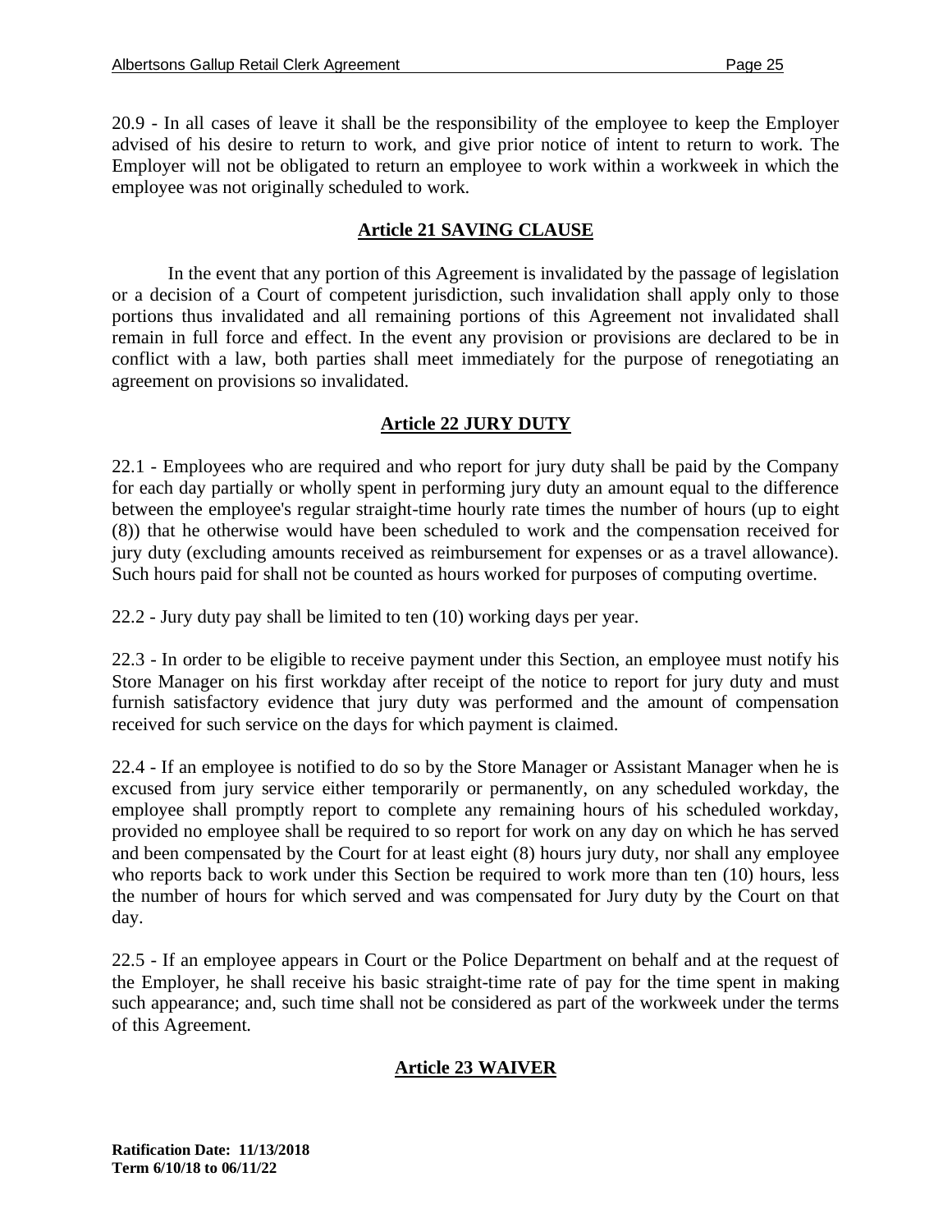20.9 - In all cases of leave it shall be the responsibility of the employee to keep the Employer advised of his desire to return to work, and give prior notice of intent to return to work. The Employer will not be obligated to return an employee to work within a workweek in which the employee was not originally scheduled to work.

## Article 21 SAVING CLAUSE

In the event that any portion of this Agreement is invalidated by the passage of legislation or a decision of a Court of competent jurisdiction, such invalidation shall apply only to those portions thus invalidated and all remaining portions of this Agreement not invalidated shall remain in full force and effect. In the event any provision or provisions are declared to be in conflict with a law, both parties shall meet immediately for the purpose of renegotiating an agreement on provisions so invalidated.

## Article 22 JURY DUTY

22.1 - Employees who are required and who report for jury duty shall be paid by the Company for each day partially or wholly spent in performing jury duty an amount equal to the difference between the employee's regular straight-time hourly rate times the number of hours (up to eight (8)) that he otherwise would have been scheduled to work and the compensation received for jury duty (excluding amounts received as reimbursement for expenses or as a travel allowance). Such hours paid for shall not be counted as hours worked for purposes of computing overtime.

22.2 - Jury duty pay shall be limited to ten (10) working days per year.

22.3 - In order to be eligible to receive payment under this Section, an employee must notify his Store Manager on his first workday after receipt of the notice to report for jury duty and must furnish satisfactory evidence that jury duty was performed and the amount of compensation received for such service on the days for which payment is claimed.

22.4 - If an employee is notified to do so by the Store Manager or Assistant Manager when he is excused from jury service either temporarily or permanently, on any scheduled workday, the employee shall promptly report to complete any remaining hours of his scheduled workday, provided no employee shall be required to so report for work on any day on which he has served and been compensated by the Court for at least eight (8) hours jury duty, nor shall any employee who reports back to work under this Section be required to work more than ten (10) hours, less the number of hours for which served and was compensated for Jury duty by the Court on that day.

22.5 - If an employee appears in Court or the Police Department on behalf and at the request of the Employer, he shall receive his basic straight-time rate of pay for the time spent in making such appearance; and, such time shall not be considered as part of the workweek under the terms of this Agreement.

## Article 23 WAIVER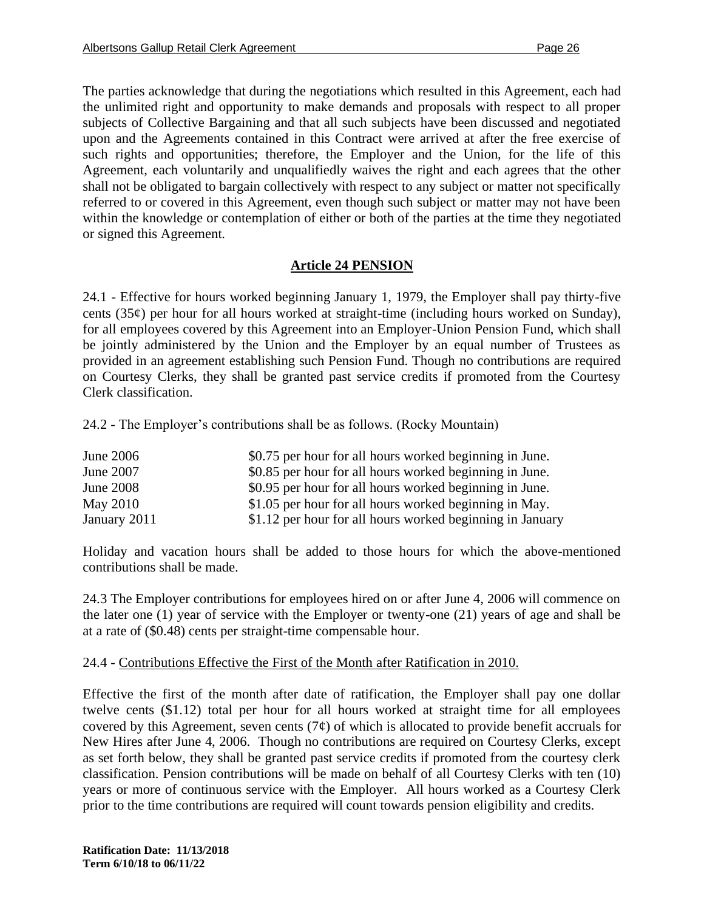The parties acknowledge that during the negotiations which resulted in this Agreement, each had the unlimited right and opportunity to make demands and proposals with respect to all proper subjects of Collective Bargaining and that all such subjects have been discussed and negotiated upon and the Agreements contained in this Contract were arrived at after the free exercise of such rights and opportunities; therefore, the Employer and the Union, for the life of this Agreement, each voluntarily and unqualifiedly waives the right and each agrees that the other shall not be obligated to bargain collectively with respect to any subject or matter not specifically referred to or covered in this Agreement, even though such subject or matter may not have been within the knowledge or contemplation of either or both of the parties at the time they negotiated or signed this Agreement.

## Article 24 PENSION

24.1 - Effective for hours worked beginning January 1, 1979, the Employer shall pay thirty-five cents (35¢) per hour for all hours worked at straight-time (including hours worked on Sunday), for all employees covered by this Agreement into an Employer-Union Pension Fund, which shall be jointly administered by the Union and the Employer by an equal number of Trustees as provided in an agreement establishing such Pension Fund. Though no contributions are required on Courtesy Clerks, they shall be granted past service credits if promoted from the Courtesy Clerk classification.

24.2 - The Employer's contributions shall be as follows. (Rocky Mountain)

| | |
|---|---|
| June 2006 | $0.75 per hour for all hours worked beginning in June. |
| June 2007 | $0.85 per hour for all hours worked beginning in June. |
| June 2008 | $0.95 per hour for all hours worked beginning in June. |
| May 2010 | $1.05 per hour for all hours worked beginning in May. |
| January 2011 | $1.12 per hour for all hours worked beginning in January |

Holiday and vacation hours shall be added to those hours for which the above-mentioned contributions shall be made.

24.3 The Employer contributions for employees hired on or after June 4, 2006 will commence on the later one (1) year of service with the Employer or twenty-one (21) years of age and shall be at a rate of ($0.48) cents per straight-time compensable hour.

24.4 - Contributions Effective the First of the Month after Ratification in 2010.

Effective the first of the month after date of ratification, the Employer shall pay one dollar twelve cents ($1.12) total per hour for all hours worked at straight time for all employees covered by this Agreement, seven cents (7¢) of which is allocated to provide benefit accruals for New Hires after June 4, 2006. Though no contributions are required on Courtesy Clerks, except as set forth below, they shall be granted past service credits if promoted from the courtesy clerk classification. Pension contributions will be made on behalf of all Courtesy Clerks with ten (10) years or more of continuous service with the Employer. All hours worked as a Courtesy Clerk prior to the time contributions are required will count towards pension eligibility and credits.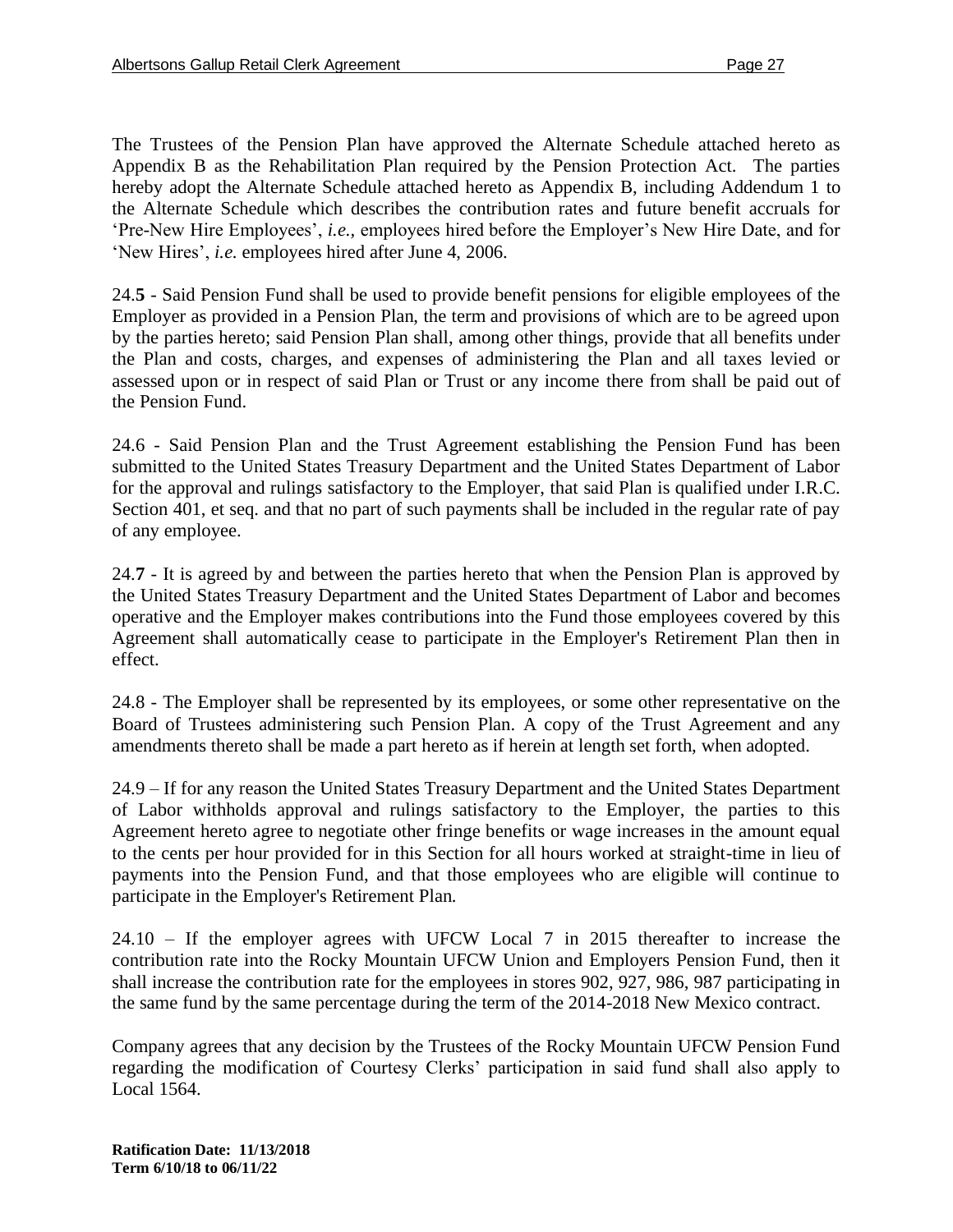The Trustees of the Pension Plan have approved the Alternate Schedule attached hereto as Appendix B as the Rehabilitation Plan required by the Pension Protection Act. The parties hereby adopt the Alternate Schedule attached hereto as Appendix B, including Addendum 1 to the Alternate Schedule which describes the contribution rates and future benefit accruals for 'Pre-New Hire Employees', *i.e.,* employees hired before the Employer's New Hire Date, and for 'New Hires', *i.e.* employees hired after June 4, 2006.

24.**5** - Said Pension Fund shall be used to provide benefit pensions for eligible employees of the Employer as provided in a Pension Plan, the term and provisions of which are to be agreed upon by the parties hereto; said Pension Plan shall, among other things, provide that all benefits under the Plan and costs, charges, and expenses of administering the Plan and all taxes levied or assessed upon or in respect of said Plan or Trust or any income there from shall be paid out of the Pension Fund.

24.6 - Said Pension Plan and the Trust Agreement establishing the Pension Fund has been submitted to the United States Treasury Department and the United States Department of Labor for the approval and rulings satisfactory to the Employer, that said Plan is qualified under I.R.C. Section 401, et seq. and that no part of such payments shall be included in the regular rate of pay of any employee.

24.**7** - It is agreed by and between the parties hereto that when the Pension Plan is approved by the United States Treasury Department and the United States Department of Labor and becomes operative and the Employer makes contributions into the Fund those employees covered by this Agreement shall automatically cease to participate in the Employer's Retirement Plan then in effect.

24.8 - The Employer shall be represented by its employees, or some other representative on the Board of Trustees administering such Pension Plan. A copy of the Trust Agreement and any amendments thereto shall be made a part hereto as if herein at length set forth, when adopted.

24.9 – If for any reason the United States Treasury Department and the United States Department of Labor withholds approval and rulings satisfactory to the Employer, the parties to this Agreement hereto agree to negotiate other fringe benefits or wage increases in the amount equal to the cents per hour provided for in this Section for all hours worked at straight-time in lieu of payments into the Pension Fund, and that those employees who are eligible will continue to participate in the Employer's Retirement Plan.

24.10 – If the employer agrees with UFCW Local 7 in 2015 thereafter to increase the contribution rate into the Rocky Mountain UFCW Union and Employers Pension Fund, then it shall increase the contribution rate for the employees in stores 902, 927, 986, 987 participating in the same fund by the same percentage during the term of the 2014-2018 New Mexico contract.

Company agrees that any decision by the Trustees of the Rocky Mountain UFCW Pension Fund regarding the modification of Courtesy Clerks' participation in said fund shall also apply to Local 1564.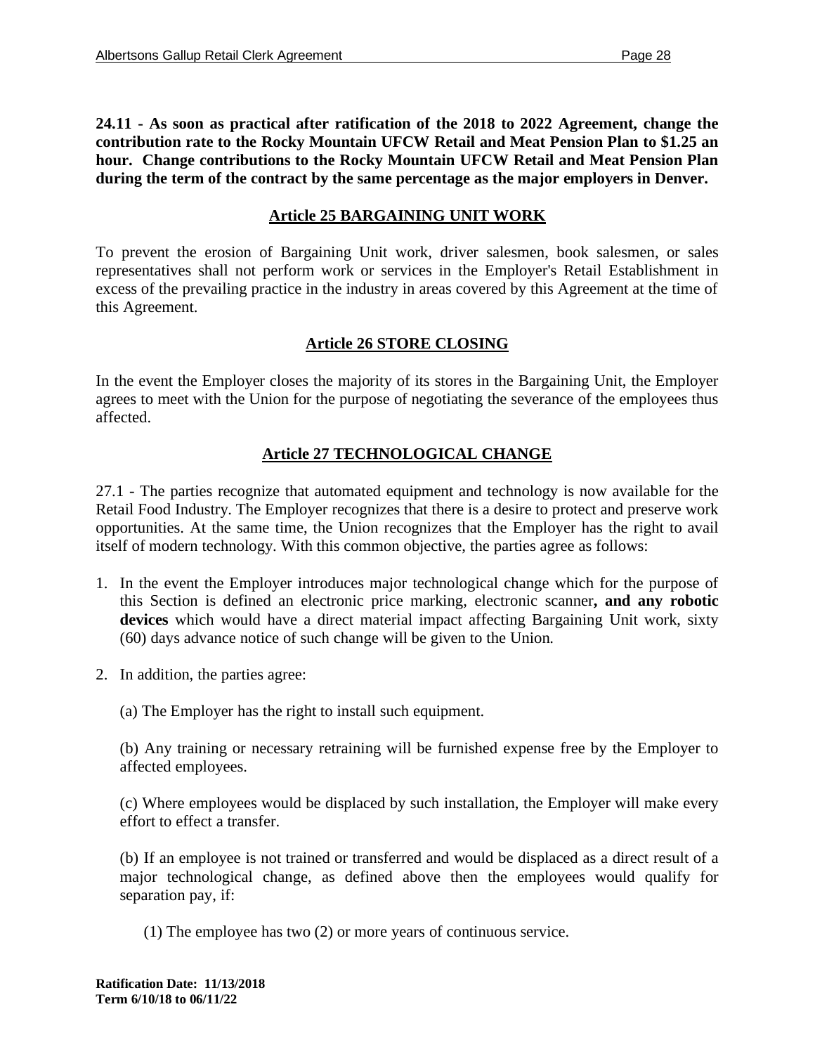**24.11 - As soon as practical after ratification of the 2018 to 2022 Agreement, change the contribution rate to the Rocky Mountain UFCW Retail and Meat Pension Plan to $1.25 an hour. Change contributions to the Rocky Mountain UFCW Retail and Meat Pension Plan during the term of the contract by the same percentage as the major employers in Denver.**

## Article 25 BARGAINING UNIT WORK

To prevent the erosion of Bargaining Unit work, driver salesmen, book salesmen, or sales representatives shall not perform work or services in the Employer's Retail Establishment in excess of the prevailing practice in the industry in areas covered by this Agreement at the time of this Agreement.

## Article 26 STORE CLOSING

In the event the Employer closes the majority of its stores in the Bargaining Unit, the Employer agrees to meet with the Union for the purpose of negotiating the severance of the employees thus affected.

## Article 27 TECHNOLOGICAL CHANGE

27.1 - The parties recognize that automated equipment and technology is now available for the Retail Food Industry. The Employer recognizes that there is a desire to protect and preserve work opportunities. At the same time, the Union recognizes that the Employer has the right to avail itself of modern technology. With this common objective, the parties agree as follows:

1. In the event the Employer introduces major technological change which for the purpose of this Section is defined an electronic price marking, electronic scanner**, and any robotic devices** which would have a direct material impact affecting Bargaining Unit work, sixty (60) days advance notice of such change will be given to the Union.

2. In addition, the parties agree:

   (a) The Employer has the right to install such equipment.

   (b) Any training or necessary retraining will be furnished expense free by the Employer to affected employees.

   (c) Where employees would be displaced by such installation, the Employer will make every effort to effect a transfer.

   (b) If an employee is not trained or transferred and would be displaced as a direct result of a major technological change, as defined above then the employees would qualify for separation pay, if:

      (1) The employee has two (2) or more years of continuous service.

**Ratification Date: 11/13/2018**
**Term 6/10/18 to 06/11/22**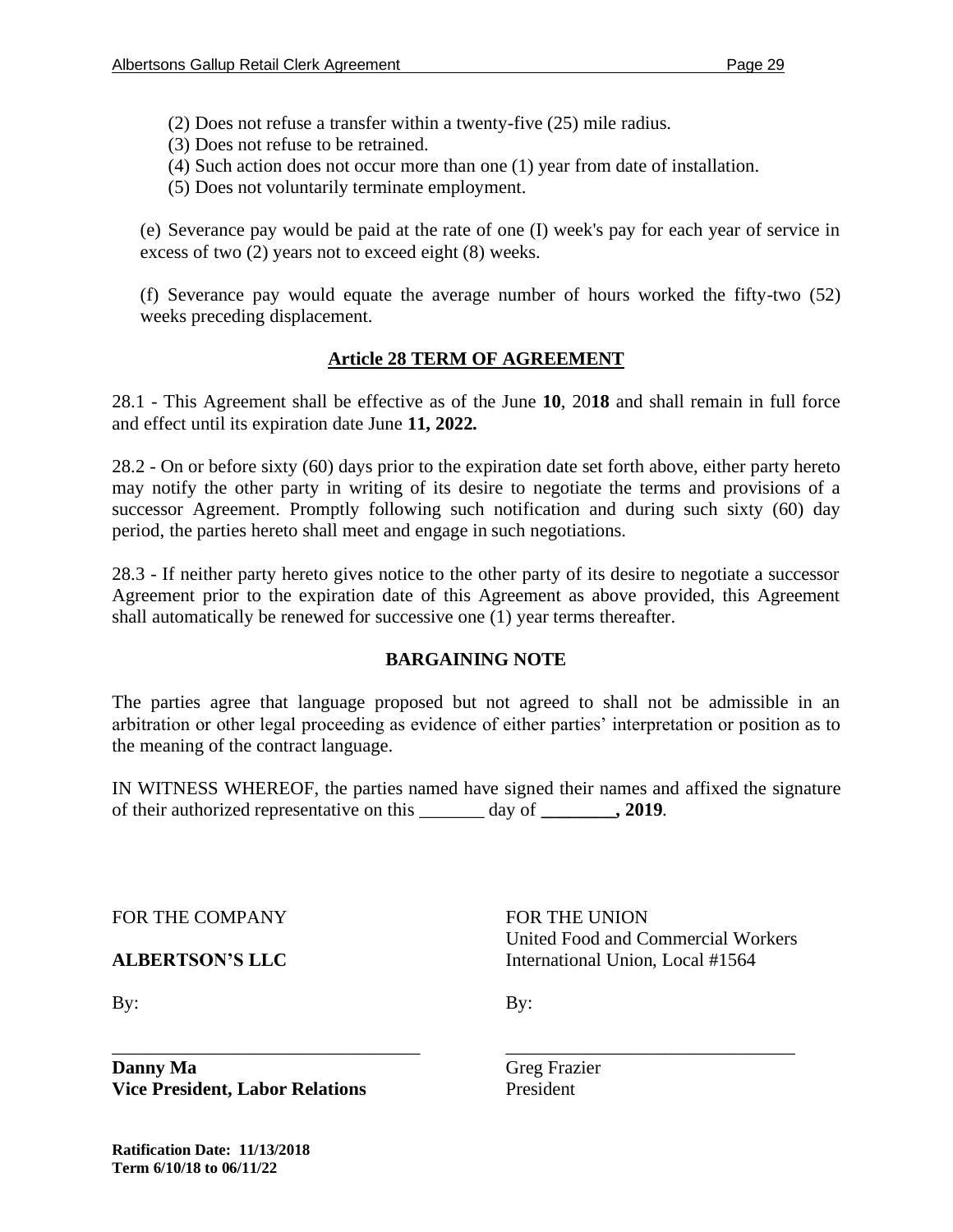(2) Does not refuse a transfer within a twenty-five (25) mile radius.
(3) Does not refuse to be retrained.
(4) Such action does not occur more than one (1) year from date of installation.
(5) Does not voluntarily terminate employment.

(e) Severance pay would be paid at the rate of one (I) week's pay for each year of service in excess of two (2) years not to exceed eight (8) weeks.

(f) Severance pay would equate the average number of hours worked the fifty-two (52) weeks preceding displacement.

## Article 28 TERM OF AGREEMENT

28.1 - This Agreement shall be effective as of the June **10**, 20**18** and shall remain in full force and effect until its expiration date June **11, 2022.**

28.2 - On or before sixty (60) days prior to the expiration date set forth above, either party hereto may notify the other party in writing of its desire to negotiate the terms and provisions of a successor Agreement. Promptly following such notification and during such sixty (60) day period, the parties hereto shall meet and engage in such negotiations.

28.3 - If neither party hereto gives notice to the other party of its desire to negotiate a successor Agreement prior to the expiration date of this Agreement as above provided, this Agreement shall automatically be renewed for successive one (1) year terms thereafter.

### BARGAINING NOTE

The parties agree that language proposed but not agreed to shall not be admissible in an arbitration or other legal proceeding as evidence of either parties' interpretation or position as to the meaning of the contract language.

IN WITNESS WHEREOF, the parties named have signed their names and affixed the signature of their authorized representative on this _______ day of **________, 2019**.

FOR THE COMPANY

**ALBERTSON'S LLC**

By:

_________________________________

**Danny Ma**
**Vice President, Labor Relations**

FOR THE UNION
United Food and Commercial Workers International Union, Local #1564

By:

_________________________________

Greg Frazier
President

**Ratification Date: 11/13/2018**
**Term 6/10/18 to 06/11/22**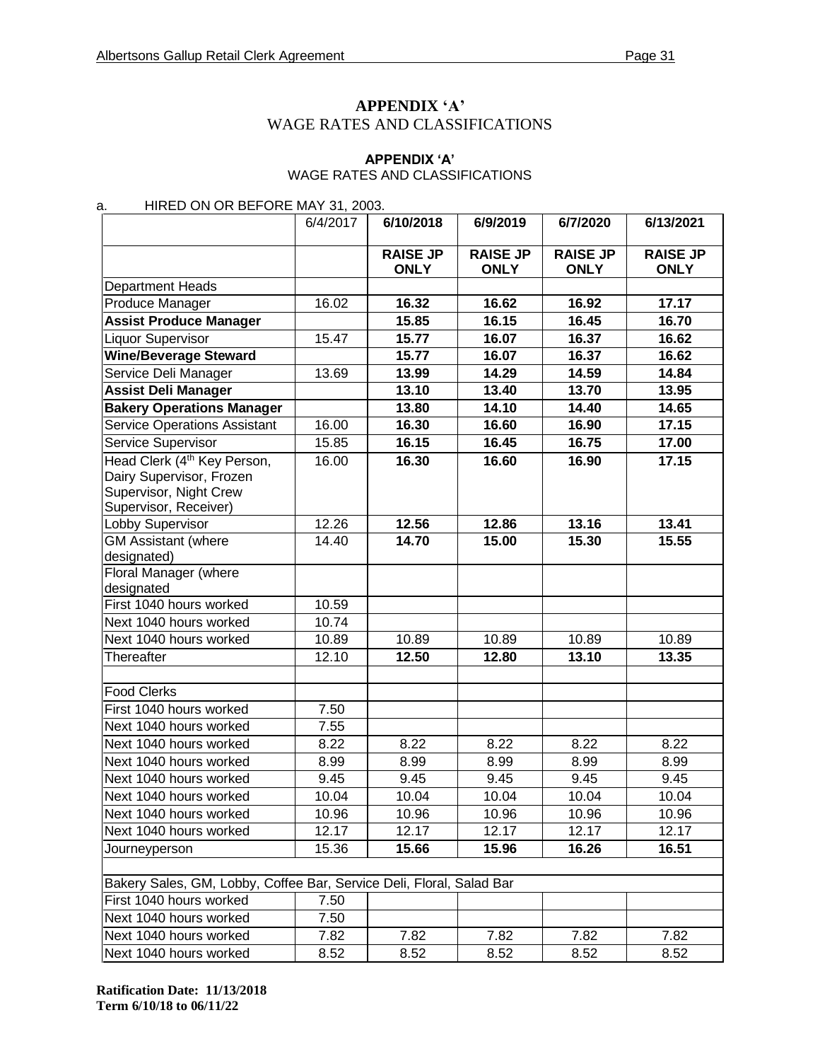# APPENDIX 'A'

WAGE RATES AND CLASSIFICATIONS

## APPENDIX 'A'

WAGE RATES AND CLASSIFICATIONS

a. HIRED ON OR BEFORE MAY 31, 2003.

| | 6/4/2017 | **6/10/2018** | **6/9/2019** | **6/7/2020** | **6/13/2021** |
|---|---|---|---|---|---|
| | | **RAISE JP ONLY** | **RAISE JP ONLY** | **RAISE JP ONLY** | **RAISE JP ONLY** |
| Department Heads | | | | | |
| Produce Manager | 16.02 | **16.32** | **16.62** | **16.92** | **17.17** |
| **Assist Produce Manager** | | **15.85** | **16.15** | **16.45** | **16.70** |
| Liquor Supervisor | 15.47 | **15.77** | **16.07** | **16.37** | **16.62** |
| **Wine/Beverage Steward** | | **15.77** | **16.07** | **16.37** | **16.62** |
| Service Deli Manager | 13.69 | **13.99** | **14.29** | **14.59** | **14.84** |
| **Assist Deli Manager** | | **13.10** | **13.40** | **13.70** | **13.95** |
| **Bakery Operations Manager** | | **13.80** | **14.10** | **14.40** | **14.65** |
| Service Operations Assistant | 16.00 | **16.30** | **16.60** | **16.90** | **17.15** |
| Service Supervisor | 15.85 | **16.15** | **16.45** | **16.75** | **17.00** |
| Head Clerk (4th Key Person, Dairy Supervisor, Frozen Supervisor, Night Crew Supervisor, Receiver) | 16.00 | **16.30** | **16.60** | **16.90** | **17.15** |
| Lobby Supervisor | 12.26 | **12.56** | **12.86** | **13.16** | **13.41** |
| GM Assistant (where designated) | 14.40 | **14.70** | **15.00** | **15.30** | **15.55** |
| Floral Manager (where designated | | | | | |
| First 1040 hours worked | 10.59 | | | | |
| Next 1040 hours worked | 10.74 | | | | |
| Next 1040 hours worked | 10.89 | 10.89 | 10.89 | 10.89 | 10.89 |
| Thereafter | 12.10 | **12.50** | **12.80** | **13.10** | **13.35** |
| | | | | | |
| Food Clerks | | | | | |
| First 1040 hours worked | 7.50 | | | | |
| Next 1040 hours worked | 7.55 | | | | |
| Next 1040 hours worked | 8.22 | 8.22 | 8.22 | 8.22 | 8.22 |
| Next 1040 hours worked | 8.99 | 8.99 | 8.99 | 8.99 | 8.99 |
| Next 1040 hours worked | 9.45 | 9.45 | 9.45 | 9.45 | 9.45 |
| Next 1040 hours worked | 10.04 | 10.04 | 10.04 | 10.04 | 10.04 |
| Next 1040 hours worked | 10.96 | 10.96 | 10.96 | 10.96 | 10.96 |
| Next 1040 hours worked | 12.17 | 12.17 | 12.17 | 12.17 | 12.17 |
| Journeyperson | 15.36 | **15.66** | **15.96** | **16.26** | **16.51** |
| | | | | | |
| Bakery Sales, GM, Lobby, Coffee Bar, Service Deli, Floral, Salad Bar | | | | | |
| First 1040 hours worked | 7.50 | | | | |
| Next 1040 hours worked | 7.50 | | | | |
| Next 1040 hours worked | 7.82 | 7.82 | 7.82 | 7.82 | 7.82 |
| Next 1040 hours worked | 8.52 | 8.52 | 8.52 | 8.52 | 8.52 |

**Ratification Date: 11/13/2018**
**Term 6/10/18 to 06/11/22**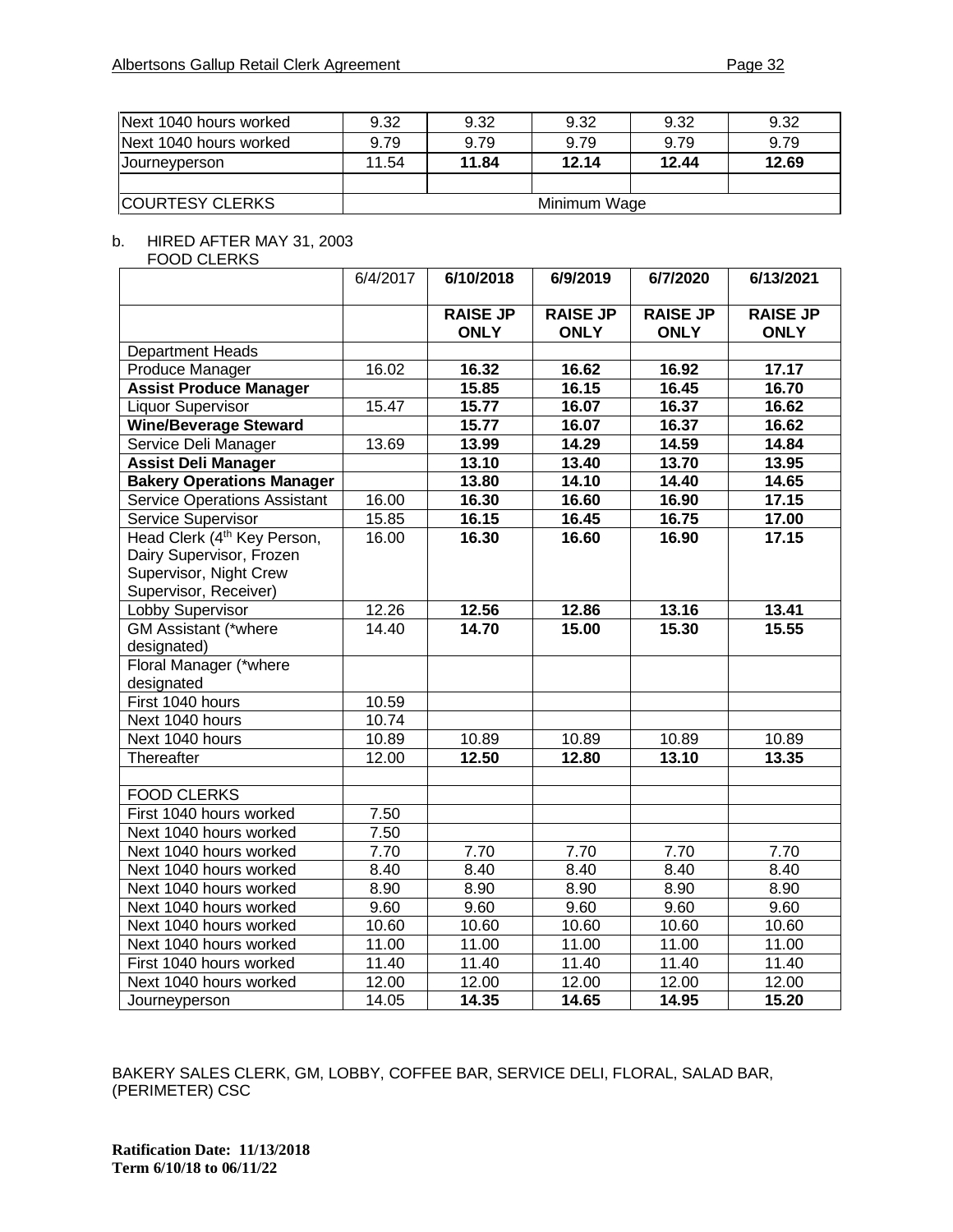| | | | | | |
|---|---|---|---|---|---|
| Next 1040 hours worked | 9.32 | 9.32 | 9.32 | 9.32 | 9.32 |
| Next 1040 hours worked | 9.79 | 9.79 | 9.79 | 9.79 | 9.79 |
| Journeyperson | 11.54 | **11.84** | **12.14** | **12.44** | **12.69** |
| | | | | | |
| COURTESY CLERKS | Minimum Wage | | | | |

b. HIRED AFTER MAY 31, 2003
FOOD CLERKS

| | 6/4/2017 | 6/10/2018 | 6/9/2019 | 6/7/2020 | 6/13/2021 |
|---|---|---|---|---|---|
| | | **RAISE JP ONLY** | **RAISE JP ONLY** | **RAISE JP ONLY** | **RAISE JP ONLY** |
| Department Heads | | | | | |
| Produce Manager | 16.02 | **16.32** | **16.62** | **16.92** | **17.17** |
| **Assist Produce Manager** | | **15.85** | **16.15** | **16.45** | **16.70** |
| Liquor Supervisor | 15.47 | **15.77** | **16.07** | **16.37** | **16.62** |
| **Wine/Beverage Steward** | | **15.77** | **16.07** | **16.37** | **16.62** |
| Service Deli Manager | 13.69 | **13.99** | **14.29** | **14.59** | **14.84** |
| **Assist Deli Manager** | | **13.10** | **13.40** | **13.70** | **13.95** |
| **Bakery Operations Manager** | | **13.80** | **14.10** | **14.40** | **14.65** |
| Service Operations Assistant | 16.00 | **16.30** | **16.60** | **16.90** | **17.15** |
| Service Supervisor | 15.85 | **16.15** | **16.45** | **16.75** | **17.00** |
| Head Clerk (4th Key Person, Dairy Supervisor, Frozen Supervisor, Night Crew Supervisor, Receiver) | 16.00 | **16.30** | **16.60** | **16.90** | **17.15** |
| Lobby Supervisor | 12.26 | **12.56** | **12.86** | **13.16** | **13.41** |
| GM Assistant (*where designated) | 14.40 | **14.70** | **15.00** | **15.30** | **15.55** |
| Floral Manager (*where designated | | | | | |
| First 1040 hours | 10.59 | | | | |
| Next 1040 hours | 10.74 | | | | |
| Next 1040 hours | 10.89 | 10.89 | 10.89 | 10.89 | 10.89 |
| Thereafter | 12.00 | **12.50** | **12.80** | **13.10** | **13.35** |
| | | | | | |
| FOOD CLERKS | | | | | |
| First 1040 hours worked | 7.50 | | | | |
| Next 1040 hours worked | 7.50 | | | | |
| Next 1040 hours worked | 7.70 | 7.70 | 7.70 | 7.70 | 7.70 |
| Next 1040 hours worked | 8.40 | 8.40 | 8.40 | 8.40 | 8.40 |
| Next 1040 hours worked | 8.90 | 8.90 | 8.90 | 8.90 | 8.90 |
| Next 1040 hours worked | 9.60 | 9.60 | 9.60 | 9.60 | 9.60 |
| Next 1040 hours worked | 10.60 | 10.60 | 10.60 | 10.60 | 10.60 |
| Next 1040 hours worked | 11.00 | 11.00 | 11.00 | 11.00 | 11.00 |
| First 1040 hours worked | 11.40 | 11.40 | 11.40 | 11.40 | 11.40 |
| Next 1040 hours worked | 12.00 | 12.00 | 12.00 | 12.00 | 12.00 |
| Journeyperson | 14.05 | **14.35** | **14.65** | **14.95** | **15.20** |

BAKERY SALES CLERK, GM, LOBBY, COFFEE BAR, SERVICE DELI, FLORAL, SALAD BAR, (PERIMETER) CSC

**Ratification Date: 11/13/2018**
**Term 6/10/18 to 06/11/22**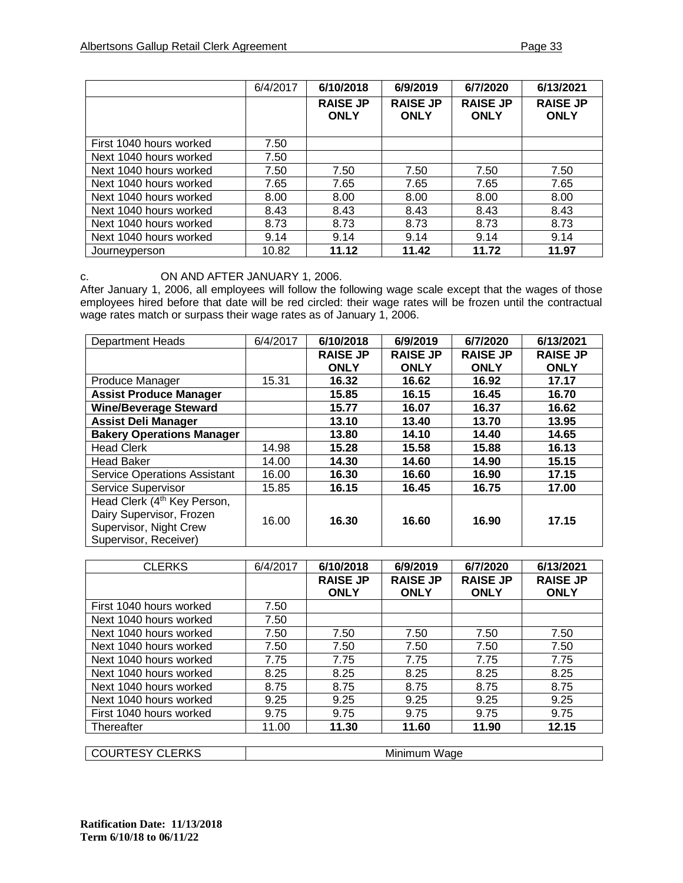| | 6/4/2017 | 6/10/2018 | 6/9/2019 | 6/7/2020 | 6/13/2021 |
|---|---|---|---|---|---|
| | | **RAISE JP ONLY** | **RAISE JP ONLY** | **RAISE JP ONLY** | **RAISE JP ONLY** |
| First 1040 hours worked | 7.50 | | | | |
| Next 1040 hours worked | 7.50 | | | | |
| Next 1040 hours worked | 7.50 | 7.50 | 7.50 | 7.50 | 7.50 |
| Next 1040 hours worked | 7.65 | 7.65 | 7.65 | 7.65 | 7.65 |
| Next 1040 hours worked | 8.00 | 8.00 | 8.00 | 8.00 | 8.00 |
| Next 1040 hours worked | 8.43 | 8.43 | 8.43 | 8.43 | 8.43 |
| Next 1040 hours worked | 8.73 | 8.73 | 8.73 | 8.73 | 8.73 |
| Next 1040 hours worked | 9.14 | 9.14 | 9.14 | 9.14 | 9.14 |
| Journeyperson | 10.82 | **11.12** | **11.42** | **11.72** | **11.97** |

c. ON AND AFTER JANUARY 1, 2006.

After January 1, 2006, all employees will follow the following wage scale except that the wages of those employees hired before that date will be red circled: their wage rates will be frozen until the contractual wage rates match or surpass their wage rates as of January 1, 2006.

| Department Heads | 6/4/2017 | 6/10/2018 | 6/9/2019 | 6/7/2020 | 6/13/2021 |
|---|---|---|---|---|---|
| | | **RAISE JP ONLY** | **RAISE JP ONLY** | **RAISE JP ONLY** | **RAISE JP ONLY** |
| Produce Manager | 15.31 | **16.32** | **16.62** | **16.92** | **17.17** |
| **Assist Produce Manager** | | **15.85** | **16.15** | **16.45** | **16.70** |
| **Wine/Beverage Steward** | | **15.77** | **16.07** | **16.37** | **16.62** |
| **Assist Deli Manager** | | **13.10** | **13.40** | **13.70** | **13.95** |
| **Bakery Operations Manager** | | **13.80** | **14.10** | **14.40** | **14.65** |
| Head Clerk | 14.98 | **15.28** | **15.58** | **15.88** | **16.13** |
| Head Baker | 14.00 | **14.30** | **14.60** | **14.90** | **15.15** |
| Service Operations Assistant | 16.00 | **16.30** | **16.60** | **16.90** | **17.15** |
| Service Supervisor | 15.85 | **16.15** | **16.45** | **16.75** | **17.00** |
| Head Clerk (4th Key Person, Dairy Supervisor, Frozen Supervisor, Night Crew Supervisor, Receiver) | 16.00 | **16.30** | **16.60** | **16.90** | **17.15** |

| CLERKS | 6/4/2017 | 6/10/2018 | 6/9/2019 | 6/7/2020 | 6/13/2021 |
|---|---|---|---|---|---|
| | | **RAISE JP ONLY** | **RAISE JP ONLY** | **RAISE JP ONLY** | **RAISE JP ONLY** |
| First 1040 hours worked | 7.50 | | | | |
| Next 1040 hours worked | 7.50 | | | | |
| Next 1040 hours worked | 7.50 | 7.50 | 7.50 | 7.50 | 7.50 |
| Next 1040 hours worked | 7.50 | 7.50 | 7.50 | 7.50 | 7.50 |
| Next 1040 hours worked | 7.75 | 7.75 | 7.75 | 7.75 | 7.75 |
| Next 1040 hours worked | 8.25 | 8.25 | 8.25 | 8.25 | 8.25 |
| Next 1040 hours worked | 8.75 | 8.75 | 8.75 | 8.75 | 8.75 |
| Next 1040 hours worked | 9.25 | 9.25 | 9.25 | 9.25 | 9.25 |
| First 1040 hours worked | 9.75 | 9.75 | 9.75 | 9.75 | 9.75 |
| Thereafter | 11.00 | **11.30** | **11.60** | **11.90** | **12.15** |

| COURTESY CLERKS | Minimum Wage |
|---|---|

**Ratification Date: 11/13/2018**
**Term 6/10/18 to 06/11/22**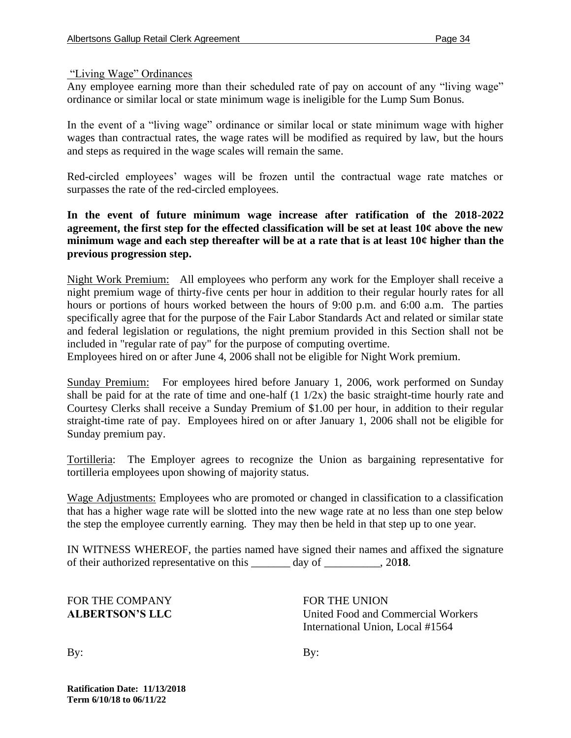"Living Wage" Ordinances

Any employee earning more than their scheduled rate of pay on account of any "living wage" ordinance or similar local or state minimum wage is ineligible for the Lump Sum Bonus.

In the event of a "living wage" ordinance or similar local or state minimum wage with higher wages than contractual rates, the wage rates will be modified as required by law, but the hours and steps as required in the wage scales will remain the same.

Red-circled employees' wages will be frozen until the contractual wage rate matches or surpasses the rate of the red-circled employees.

**In the event of future minimum wage increase after ratification of the 2018-2022 agreement, the first step for the effected classification will be set at least 10¢ above the new minimum wage and each step thereafter will be at a rate that is at least 10¢ higher than the previous progression step.**

Night Work Premium: All employees who perform any work for the Employer shall receive a night premium wage of thirty-five cents per hour in addition to their regular hourly rates for all hours or portions of hours worked between the hours of 9:00 p.m. and 6:00 a.m. The parties specifically agree that for the purpose of the Fair Labor Standards Act and related or similar state and federal legislation or regulations, the night premium provided in this Section shall not be included in "regular rate of pay" for the purpose of computing overtime.
Employees hired on or after June 4, 2006 shall not be eligible for Night Work premium.

Sunday Premium: For employees hired before January 1, 2006, work performed on Sunday shall be paid for at the rate of time and one-half (1 1/2x) the basic straight-time hourly rate and Courtesy Clerks shall receive a Sunday Premium of $1.00 per hour, in addition to their regular straight-time rate of pay. Employees hired on or after January 1, 2006 shall not be eligible for Sunday premium pay.

Tortilleria: The Employer agrees to recognize the Union as bargaining representative for tortilleria employees upon showing of majority status.

Wage Adjustments: Employees who are promoted or changed in classification to a classification that has a higher wage rate will be slotted into the new wage rate at no less than one step below the step the employee currently earning. They may then be held in that step up to one year.

IN WITNESS WHEREOF, the parties named have signed their names and affixed the signature of their authorized representative on this _______ day of __________, 20**18**.

| FOR THE COMPANY | FOR THE UNION |
|---|---|
| **ALBERTSON'S LLC** | United Food and Commercial Workers International Union, Local #1564 |
| By: | By: |

**Ratification Date: 11/13/2018**
**Term 6/10/18 to 06/11/22**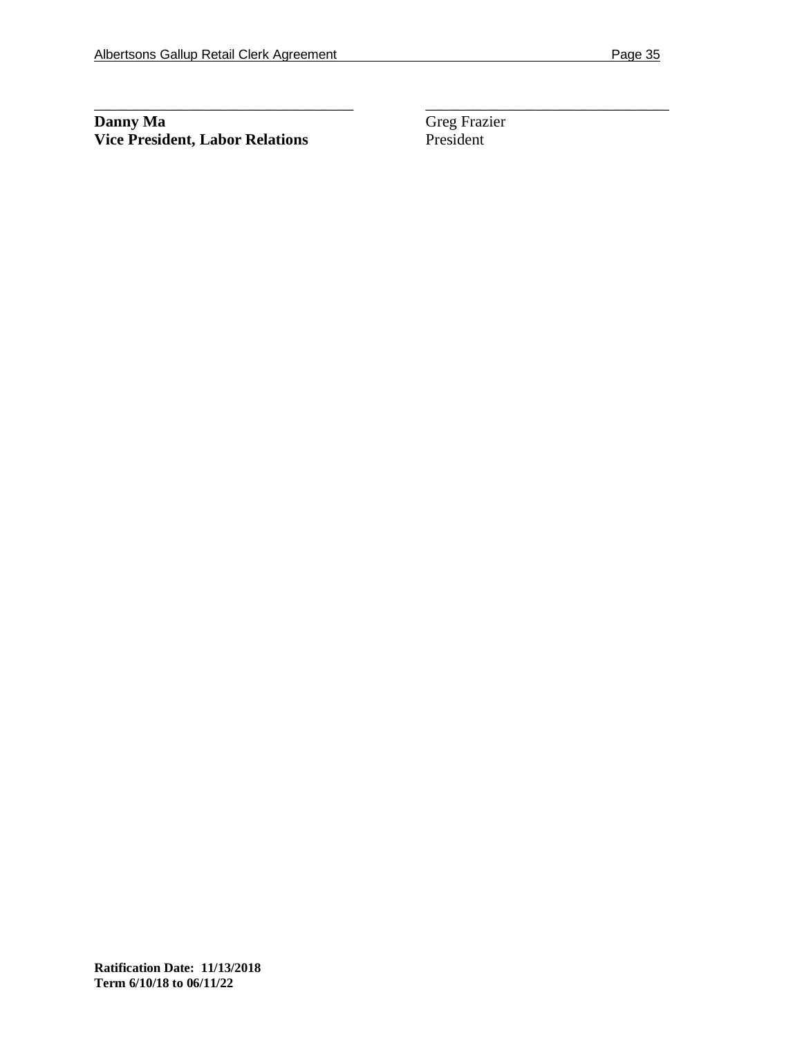\_\_\_\_\_\_\_\_\_\_\_\_\_\_\_\_\_\_\_\_\_\_\_\_\_\_\_\_\_\_\_\_\_\_

**Danny Ma**
**Vice President, Labor Relations**

\_\_\_\_\_\_\_\_\_\_\_\_\_\_\_\_\_\_\_\_\_\_\_\_\_\_\_\_\_\_\_\_\_\_

Greg Frazier
President

**Ratification Date: 11/13/2018**
**Term 6/10/18 to 06/11/22**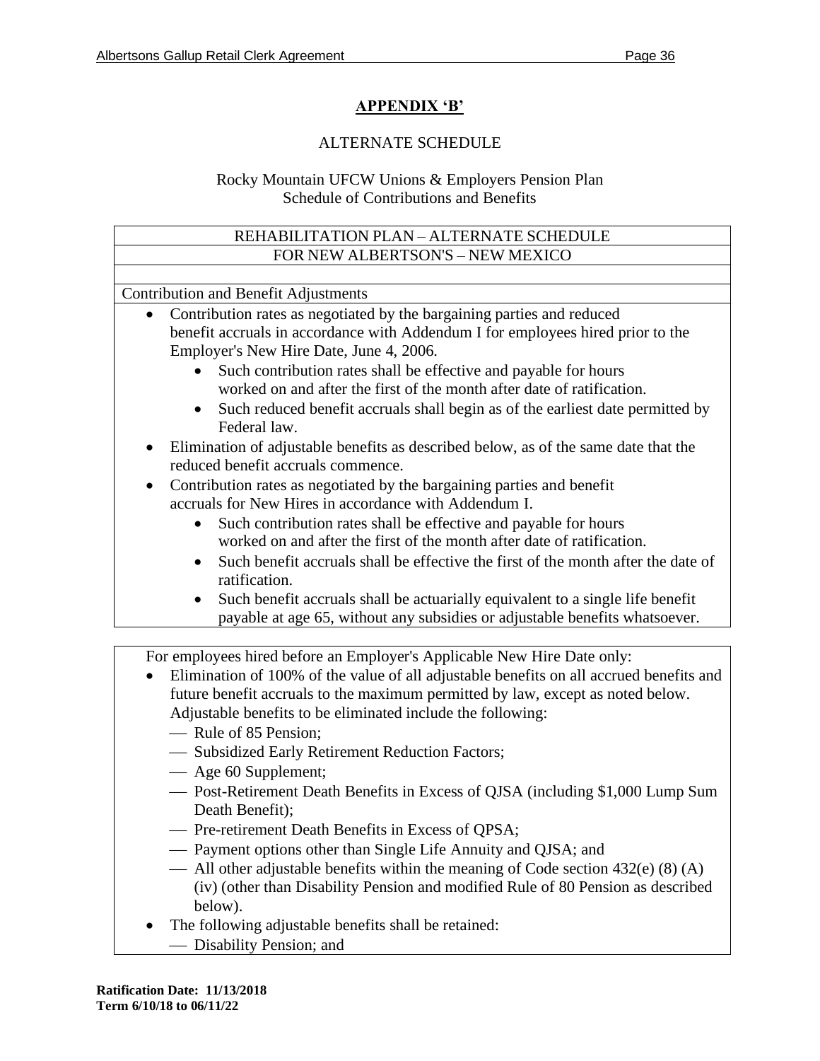## APPENDIX 'B'

ALTERNATE SCHEDULE

Rocky Mountain UFCW Unions & Employers Pension Plan
Schedule of Contributions and Benefits

REHABILITATION PLAN – ALTERNATE SCHEDULE
FOR NEW ALBERTSON'S – NEW MEXICO

Contribution and Benefit Adjustments

- Contribution rates as negotiated by the bargaining parties and reduced benefit accruals in accordance with Addendum I for employees hired prior to the Employer's New Hire Date, June 4, 2006.
    - Such contribution rates shall be effective and payable for hours worked on and after the first of the month after date of ratification.
    - Such reduced benefit accruals shall begin as of the earliest date permitted by Federal law.
- Elimination of adjustable benefits as described below, as of the same date that the reduced benefit accruals commence.
- Contribution rates as negotiated by the bargaining parties and benefit accruals for New Hires in accordance with Addendum I.
    - Such contribution rates shall be effective and payable for hours worked on and after the first of the month after date of ratification.
    - Such benefit accruals shall be effective the first of the month after the date of ratification.
    - Such benefit accruals shall be actuarially equivalent to a single life benefit payable at age 65, without any subsidies or adjustable benefits whatsoever.

For employees hired before an Employer's Applicable New Hire Date only:

- Elimination of 100% of the value of all adjustable benefits on all accrued benefits and future benefit accruals to the maximum permitted by law, except as noted below. Adjustable benefits to be eliminated include the following:
    - Rule of 85 Pension;
    - Subsidized Early Retirement Reduction Factors;
    - Age 60 Supplement;
    - Post-Retirement Death Benefits in Excess of QJSA (including $1,000 Lump Sum Death Benefit);
    - Pre-retirement Death Benefits in Excess of QPSA;
    - Payment options other than Single Life Annuity and QJSA; and
    - All other adjustable benefits within the meaning of Code section 432(e) (8) (A) (iv) (other than Disability Pension and modified Rule of 80 Pension as described below).
- The following adjustable benefits shall be retained:
    - Disability Pension; and

**Ratification Date: 11/13/2018**
**Term 6/10/18 to 06/11/22**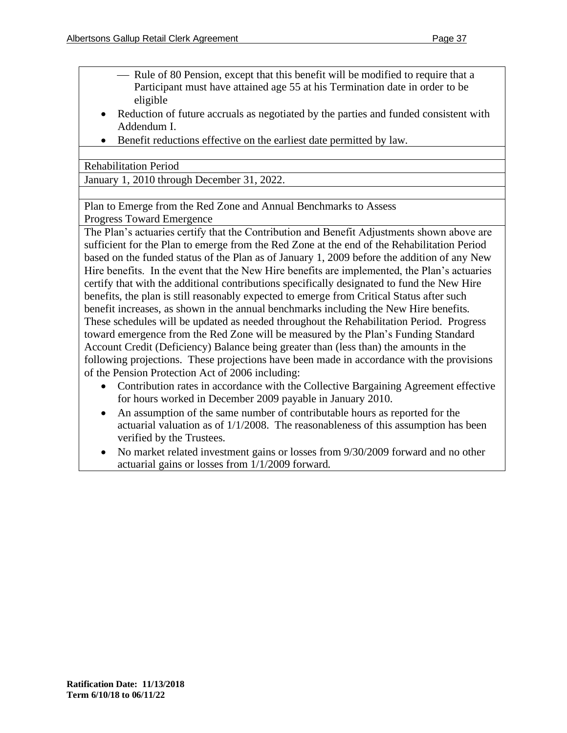- Rule of 80 Pension, except that this benefit will be modified to require that a Participant must have attained age 55 at his Termination date in order to be eligible

- Reduction of future accruals as negotiated by the parties and funded consistent with Addendum I.
- Benefit reductions effective on the earliest date permitted by law.

Rehabilitation Period

January 1, 2010 through December 31, 2022.

Plan to Emerge from the Red Zone and Annual Benchmarks to Assess Progress Toward Emergence

The Plan's actuaries certify that the Contribution and Benefit Adjustments shown above are sufficient for the Plan to emerge from the Red Zone at the end of the Rehabilitation Period based on the funded status of the Plan as of January 1, 2009 before the addition of any New Hire benefits. In the event that the New Hire benefits are implemented, the Plan's actuaries certify that with the additional contributions specifically designated to fund the New Hire benefits, the plan is still reasonably expected to emerge from Critical Status after such benefit increases, as shown in the annual benchmarks including the New Hire benefits. These schedules will be updated as needed throughout the Rehabilitation Period. Progress toward emergence from the Red Zone will be measured by the Plan's Funding Standard Account Credit (Deficiency) Balance being greater than (less than) the amounts in the following projections. These projections have been made in accordance with the provisions of the Pension Protection Act of 2006 including:

- Contribution rates in accordance with the Collective Bargaining Agreement effective for hours worked in December 2009 payable in January 2010.
- An assumption of the same number of contributable hours as reported for the actuarial valuation as of 1/1/2008. The reasonableness of this assumption has been verified by the Trustees.
- No market related investment gains or losses from 9/30/2009 forward and no other actuarial gains or losses from 1/1/2009 forward.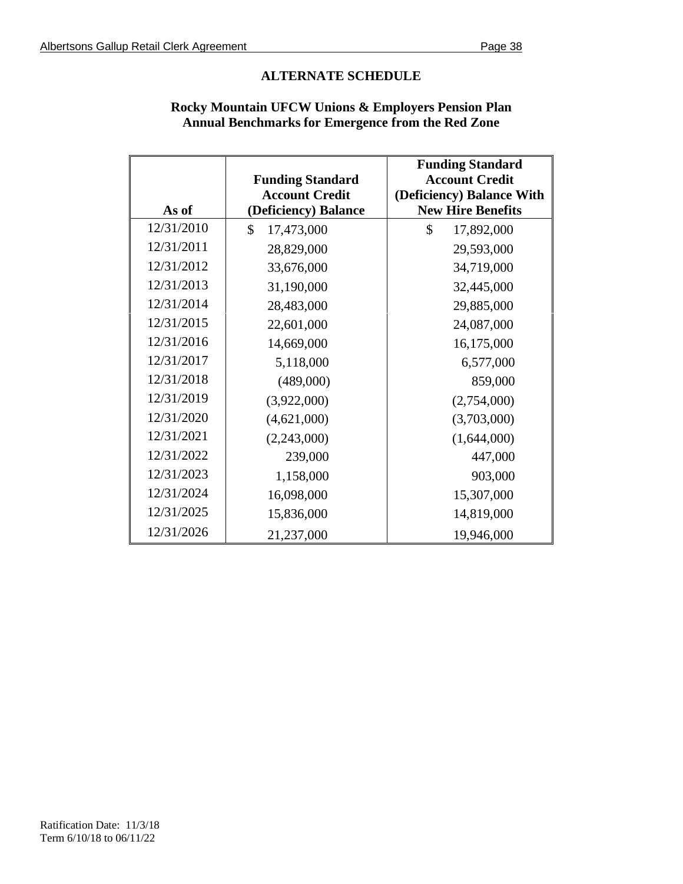## ALTERNATE SCHEDULE

### Rocky Mountain UFCW Unions & Employers Pension Plan
### Annual Benchmarks for Emergence from the Red Zone

| As of | Funding Standard Account Credit (Deficiency) Balance | Funding Standard Account Credit (Deficiency) Balance With New Hire Benefits |
|---|---|---|
| 12/31/2010 | $ 17,473,000 | $ 17,892,000 |
| 12/31/2011 | 28,829,000 | 29,593,000 |
| 12/31/2012 | 33,676,000 | 34,719,000 |
| 12/31/2013 | 31,190,000 | 32,445,000 |
| 12/31/2014 | 28,483,000 | 29,885,000 |
| 12/31/2015 | 22,601,000 | 24,087,000 |
| 12/31/2016 | 14,669,000 | 16,175,000 |
| 12/31/2017 | 5,118,000 | 6,577,000 |
| 12/31/2018 | (489,000) | 859,000 |
| 12/31/2019 | (3,922,000) | (2,754,000) |
| 12/31/2020 | (4,621,000) | (3,703,000) |
| 12/31/2021 | (2,243,000) | (1,644,000) |
| 12/31/2022 | 239,000 | 447,000 |
| 12/31/2023 | 1,158,000 | 903,000 |
| 12/31/2024 | 16,098,000 | 15,307,000 |
| 12/31/2025 | 15,836,000 | 14,819,000 |
| 12/31/2026 | 21,237,000 | 19,946,000 |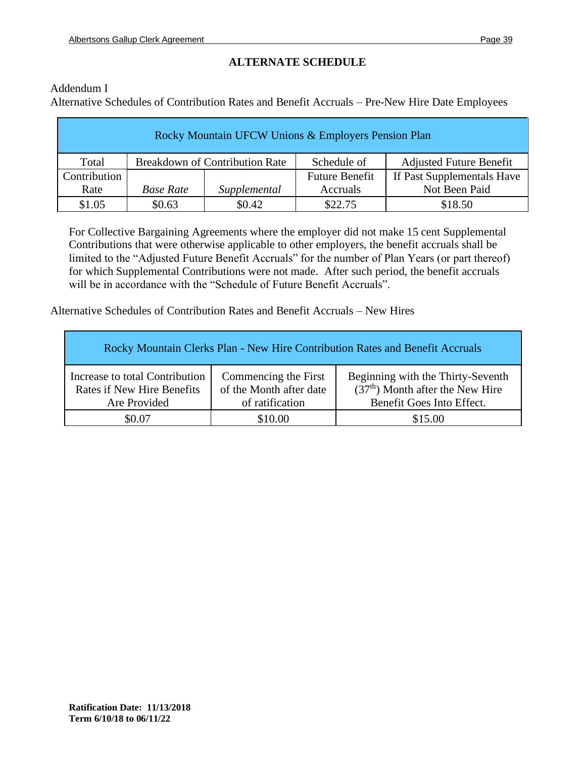## ALTERNATE SCHEDULE

Addendum I

Alternative Schedules of Contribution Rates and Benefit Accruals – Pre-New Hire Date Employees

| Rocky Mountain UFCW Unions & Employers Pension Plan | | | | |
|---|---|---|---|---|
| Total Contribution Rate | Breakdown of Contribution Rate | | Schedule of Future Benefit Accruals | Adjusted Future Benefit If Past Supplementals Have Not Been Paid |
| | *Base Rate* | *Supplemental* | | |
| $1.05 | $0.63 | $0.42 | $22.75 | $18.50 |

For Collective Bargaining Agreements where the employer did not make 15 cent Supplemental Contributions that were otherwise applicable to other employers, the benefit accruals shall be limited to the "Adjusted Future Benefit Accruals" for the number of Plan Years (or part thereof) for which Supplemental Contributions were not made. After such period, the benefit accruals will be in accordance with the "Schedule of Future Benefit Accruals".

Alternative Schedules of Contribution Rates and Benefit Accruals – New Hires

| Rocky Mountain Clerks Plan - New Hire Contribution Rates and Benefit Accruals | | |
|---|---|---|
| Increase to total Contribution Rates if New Hire Benefits Are Provided | Commencing the First of the Month after date of ratification | Beginning with the Thirty-Seventh (37th) Month after the New Hire Benefit Goes Into Effect. |
| $0.07 | $10.00 | $15.00 |

**Ratification Date: 11/13/2018**
**Term 6/10/18 to 06/11/22**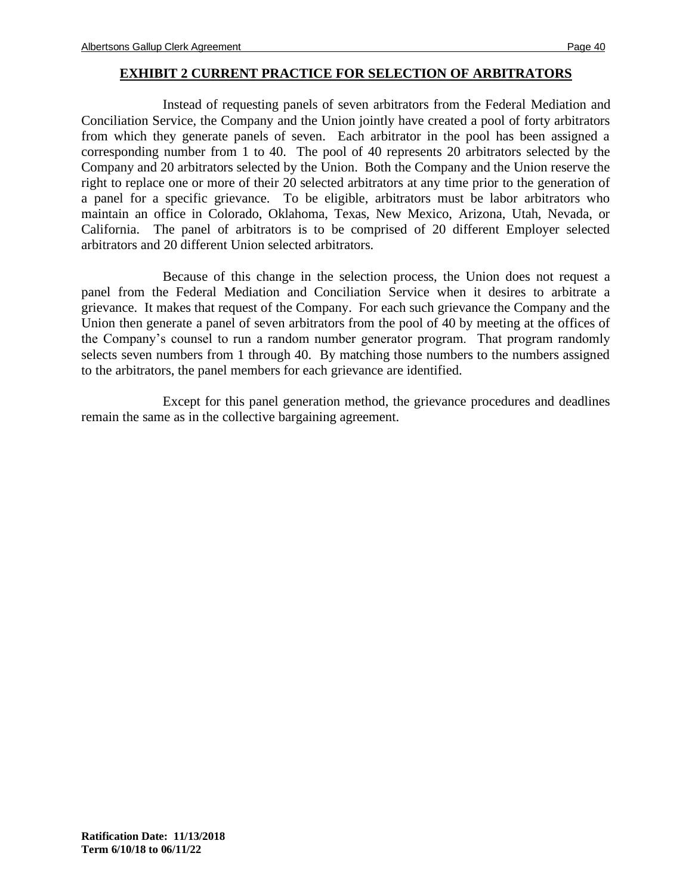## EXHIBIT 2 CURRENT PRACTICE FOR SELECTION OF ARBITRATORS

Instead of requesting panels of seven arbitrators from the Federal Mediation and Conciliation Service, the Company and the Union jointly have created a pool of forty arbitrators from which they generate panels of seven. Each arbitrator in the pool has been assigned a corresponding number from 1 to 40. The pool of 40 represents 20 arbitrators selected by the Company and 20 arbitrators selected by the Union. Both the Company and the Union reserve the right to replace one or more of their 20 selected arbitrators at any time prior to the generation of a panel for a specific grievance. To be eligible, arbitrators must be labor arbitrators who maintain an office in Colorado, Oklahoma, Texas, New Mexico, Arizona, Utah, Nevada, or California. The panel of arbitrators is to be comprised of 20 different Employer selected arbitrators and 20 different Union selected arbitrators.

Because of this change in the selection process, the Union does not request a panel from the Federal Mediation and Conciliation Service when it desires to arbitrate a grievance. It makes that request of the Company. For each such grievance the Company and the Union then generate a panel of seven arbitrators from the pool of 40 by meeting at the offices of the Company's counsel to run a random number generator program. That program randomly selects seven numbers from 1 through 40. By matching those numbers to the numbers assigned to the arbitrators, the panel members for each grievance are identified.

Except for this panel generation method, the grievance procedures and deadlines remain the same as in the collective bargaining agreement.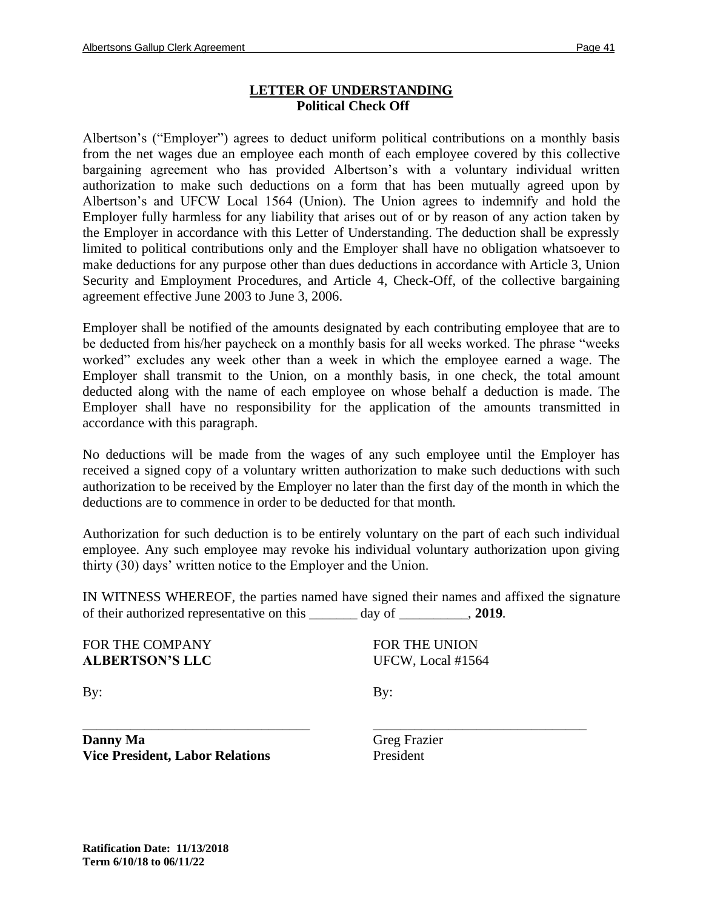## LETTER OF UNDERSTANDING
**Political Check Off**

Albertson's ("Employer") agrees to deduct uniform political contributions on a monthly basis from the net wages due an employee each month of each employee covered by this collective bargaining agreement who has provided Albertson's with a voluntary individual written authorization to make such deductions on a form that has been mutually agreed upon by Albertson's and UFCW Local 1564 (Union). The Union agrees to indemnify and hold the Employer fully harmless for any liability that arises out of or by reason of any action taken by the Employer in accordance with this Letter of Understanding. The deduction shall be expressly limited to political contributions only and the Employer shall have no obligation whatsoever to make deductions for any purpose other than dues deductions in accordance with Article 3, Union Security and Employment Procedures, and Article 4, Check-Off, of the collective bargaining agreement effective June 2003 to June 3, 2006.

Employer shall be notified of the amounts designated by each contributing employee that are to be deducted from his/her paycheck on a monthly basis for all weeks worked. The phrase "weeks worked" excludes any week other than a week in which the employee earned a wage. The Employer shall transmit to the Union, on a monthly basis, in one check, the total amount deducted along with the name of each employee on whose behalf a deduction is made. The Employer shall have no responsibility for the application of the amounts transmitted in accordance with this paragraph.

No deductions will be made from the wages of any such employee until the Employer has received a signed copy of a voluntary written authorization to make such deductions with such authorization to be received by the Employer no later than the first day of the month in which the deductions are to commence in order to be deducted for that month.

Authorization for such deduction is to be entirely voluntary on the part of each such individual employee. Any such employee may revoke his individual voluntary authorization upon giving thirty (30) days' written notice to the Employer and the Union.

IN WITNESS WHEREOF, the parties named have signed their names and affixed the signature of their authorized representative on this _______ day of __________, **2019**.

FOR THE COMPANY
**ALBERTSON'S LLC**

By:

_________________________________

**Danny Ma**
**Vice President, Labor Relations**

FOR THE UNION
UFCW, Local #1564

By:

_________________________________

Greg Frazier
President

**Ratification Date: 11/13/2018**
**Term 6/10/18 to 06/11/22**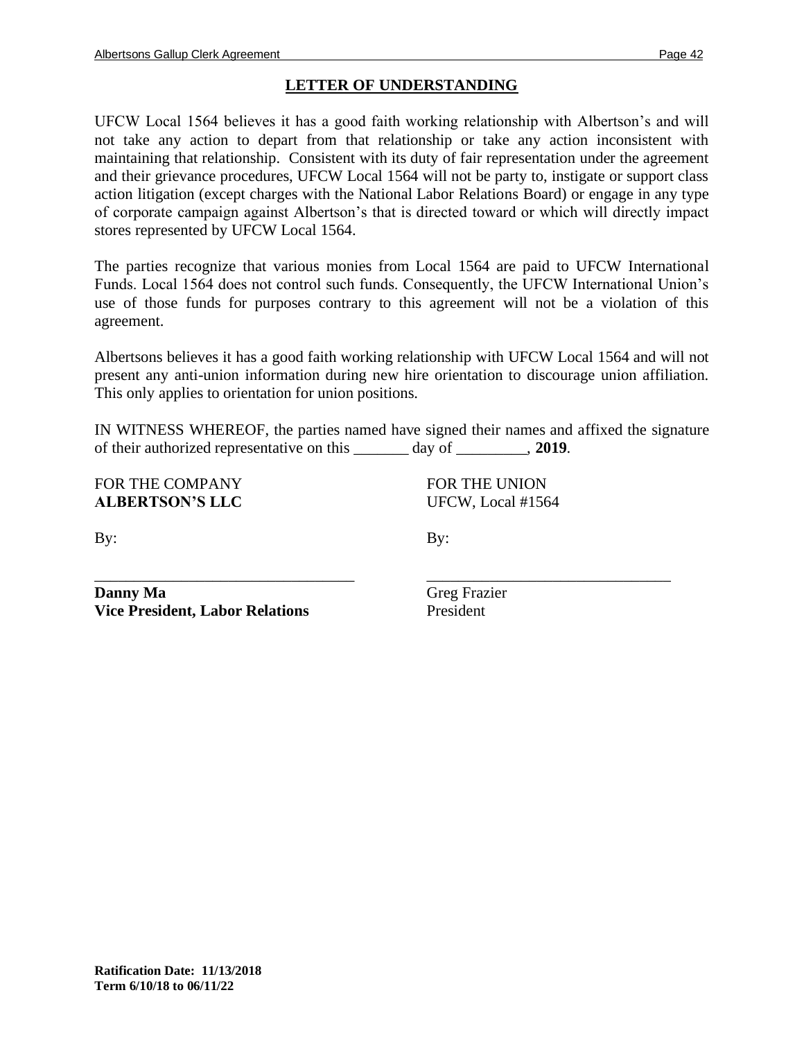## LETTER OF UNDERSTANDING

UFCW Local 1564 believes it has a good faith working relationship with Albertson's and will not take any action to depart from that relationship or take any action inconsistent with maintaining that relationship. Consistent with its duty of fair representation under the agreement and their grievance procedures, UFCW Local 1564 will not be party to, instigate or support class action litigation (except charges with the National Labor Relations Board) or engage in any type of corporate campaign against Albertson's that is directed toward or which will directly impact stores represented by UFCW Local 1564.

The parties recognize that various monies from Local 1564 are paid to UFCW International Funds. Local 1564 does not control such funds. Consequently, the UFCW International Union's use of those funds for purposes contrary to this agreement will not be a violation of this agreement.

Albertsons believes it has a good faith working relationship with UFCW Local 1564 and will not present any anti-union information during new hire orientation to discourage union affiliation. This only applies to orientation for union positions.

IN WITNESS WHEREOF, the parties named have signed their names and affixed the signature of their authorized representative on this _______ day of _________, **2019**.

| FOR THE COMPANY | FOR THE UNION |
|---|---|
| **ALBERTSON'S LLC** | UFCW, Local #1564 |
| By: | By: |
| _________________________________ | _______________________________ |
| **Danny Ma** | Greg Frazier |
| **Vice President, Labor Relations** | President |

**Ratification Date: 11/13/2018**
**Term 6/10/18 to 06/11/22**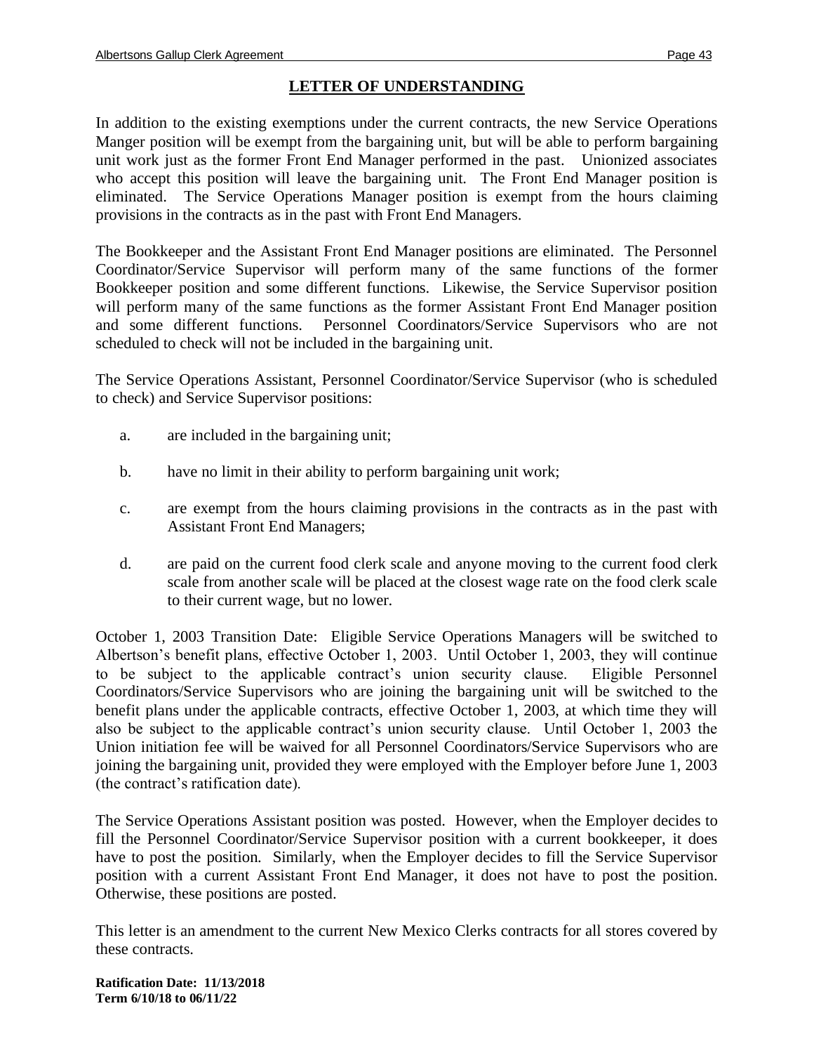## LETTER OF UNDERSTANDING

In addition to the existing exemptions under the current contracts, the new Service Operations Manger position will be exempt from the bargaining unit, but will be able to perform bargaining unit work just as the former Front End Manager performed in the past. Unionized associates who accept this position will leave the bargaining unit. The Front End Manager position is eliminated. The Service Operations Manager position is exempt from the hours claiming provisions in the contracts as in the past with Front End Managers.

The Bookkeeper and the Assistant Front End Manager positions are eliminated. The Personnel Coordinator/Service Supervisor will perform many of the same functions of the former Bookkeeper position and some different functions. Likewise, the Service Supervisor position will perform many of the same functions as the former Assistant Front End Manager position and some different functions. Personnel Coordinators/Service Supervisors who are not scheduled to check will not be included in the bargaining unit.

The Service Operations Assistant, Personnel Coordinator/Service Supervisor (who is scheduled to check) and Service Supervisor positions:

a. are included in the bargaining unit;

b. have no limit in their ability to perform bargaining unit work;

c. are exempt from the hours claiming provisions in the contracts as in the past with Assistant Front End Managers;

d. are paid on the current food clerk scale and anyone moving to the current food clerk scale from another scale will be placed at the closest wage rate on the food clerk scale to their current wage, but no lower.

October 1, 2003 Transition Date: Eligible Service Operations Managers will be switched to Albertson's benefit plans, effective October 1, 2003. Until October 1, 2003, they will continue to be subject to the applicable contract's union security clause. Eligible Personnel Coordinators/Service Supervisors who are joining the bargaining unit will be switched to the benefit plans under the applicable contracts, effective October 1, 2003, at which time they will also be subject to the applicable contract's union security clause. Until October 1, 2003 the Union initiation fee will be waived for all Personnel Coordinators/Service Supervisors who are joining the bargaining unit, provided they were employed with the Employer before June 1, 2003 (the contract's ratification date).

The Service Operations Assistant position was posted. However, when the Employer decides to fill the Personnel Coordinator/Service Supervisor position with a current bookkeeper, it does have to post the position. Similarly, when the Employer decides to fill the Service Supervisor position with a current Assistant Front End Manager, it does not have to post the position. Otherwise, these positions are posted.

This letter is an amendment to the current New Mexico Clerks contracts for all stores covered by these contracts.

**Ratification Date: 11/13/2018**
**Term 6/10/18 to 06/11/22**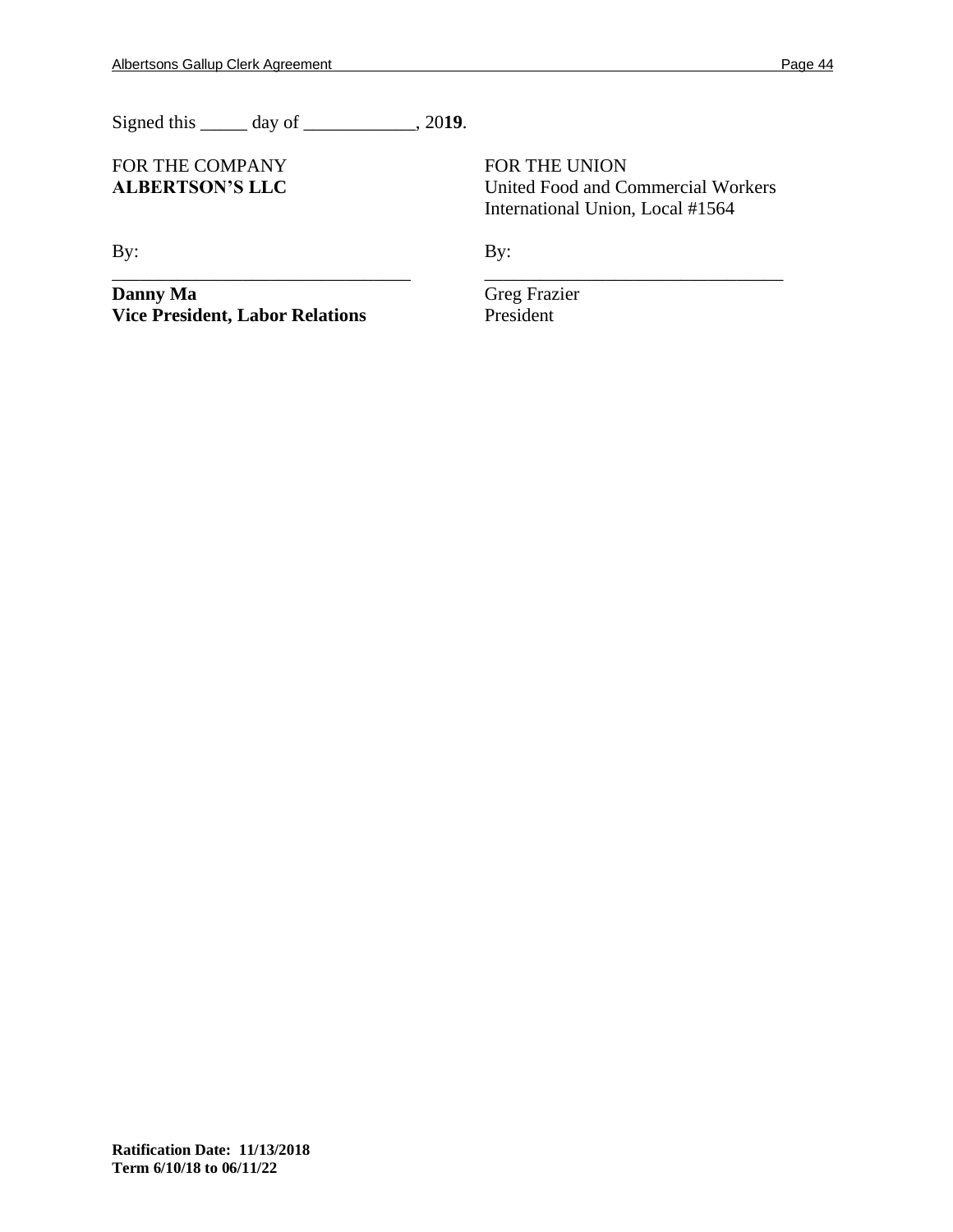Signed this _____ day of ____________, 20**19**.

| | |
|---|---|
| FOR THE COMPANY | FOR THE UNION |
| **ALBERTSON'S LLC** | United Food and Commercial Workers International Union, Local #1564 |
| By: | By: |
| _______________________________ | _______________________________ |
| **Danny Ma** | Greg Frazier |
| **Vice President, Labor Relations** | President |

**Ratification Date: 11/13/2018**
**Term 6/10/18 to 06/11/22**